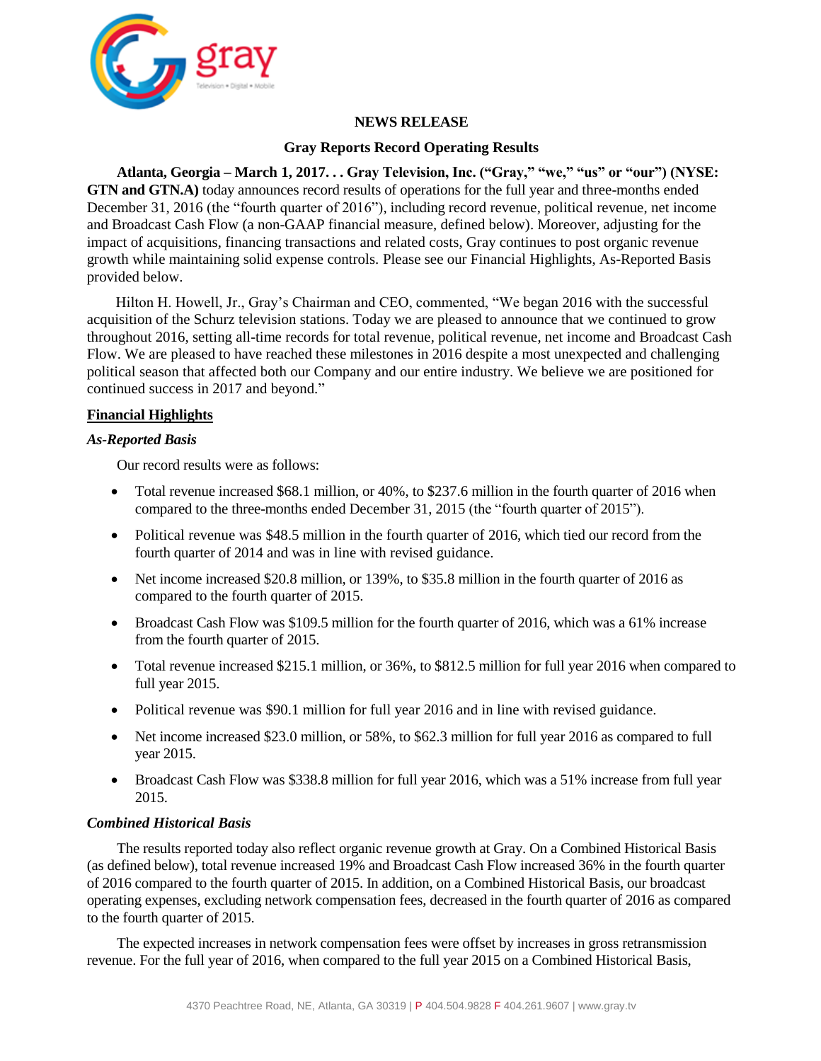# NEWS RELEASE

## Gray Reports Record Operating Results

**Atlanta, Georgia – March 1, 2017. . . Gray Television, Inc. ("Gray," "we," "us" or "our") (NYSE: GTN and GTN.A)** today announces record results of operations for the full year and three-months ended December 31, 2016 (the "fourth quarter of 2016"), including record revenue, political revenue, net income and Broadcast Cash Flow (a non-GAAP financial measure, defined below). Moreover, adjusting for the impact of acquisitions, financing transactions and related costs, Gray continues to post organic revenue growth while maintaining solid expense controls. Please see our Financial Highlights, As-Reported Basis provided below.

Hilton H. Howell, Jr., Gray's Chairman and CEO, commented, "We began 2016 with the successful acquisition of the Schurz television stations. Today we are pleased to announce that we continued to grow throughout 2016, setting all-time records for total revenue, political revenue, net income and Broadcast Cash Flow. We are pleased to have reached these milestones in 2016 despite a most unexpected and challenging political season that affected both our Company and our entire industry. We believe we are positioned for continued success in 2017 and beyond."

### Financial Highlights

*As-Reported Basis*

Our record results were as follows:

- Total revenue increased $68.1 million, or 40%, to $237.6 million in the fourth quarter of 2016 when compared to the three-months ended December 31, 2015 (the "fourth quarter of 2015").
- Political revenue was $48.5 million in the fourth quarter of 2016, which tied our record from the fourth quarter of 2014 and was in line with revised guidance.
- Net income increased $20.8 million, or 139%, to $35.8 million in the fourth quarter of 2016 as compared to the fourth quarter of 2015.
- Broadcast Cash Flow was $109.5 million for the fourth quarter of 2016, which was a 61% increase from the fourth quarter of 2015.
- Total revenue increased $215.1 million, or 36%, to $812.5 million for full year 2016 when compared to full year 2015.
- Political revenue was $90.1 million for full year 2016 and in line with revised guidance.
- Net income increased $23.0 million, or 58%, to $62.3 million for full year 2016 as compared to full year 2015.
- Broadcast Cash Flow was $338.8 million for full year 2016, which was a 51% increase from full year 2015.

*Combined Historical Basis*

The results reported today also reflect organic revenue growth at Gray. On a Combined Historical Basis (as defined below), total revenue increased 19% and Broadcast Cash Flow increased 36% in the fourth quarter of 2016 compared to the fourth quarter of 2015. In addition, on a Combined Historical Basis, our broadcast operating expenses, excluding network compensation fees, decreased in the fourth quarter of 2016 as compared to the fourth quarter of 2015.

The expected increases in network compensation fees were offset by increases in gross retransmission revenue. For the full year of 2016, when compared to the full year 2015 on a Combined Historical Basis,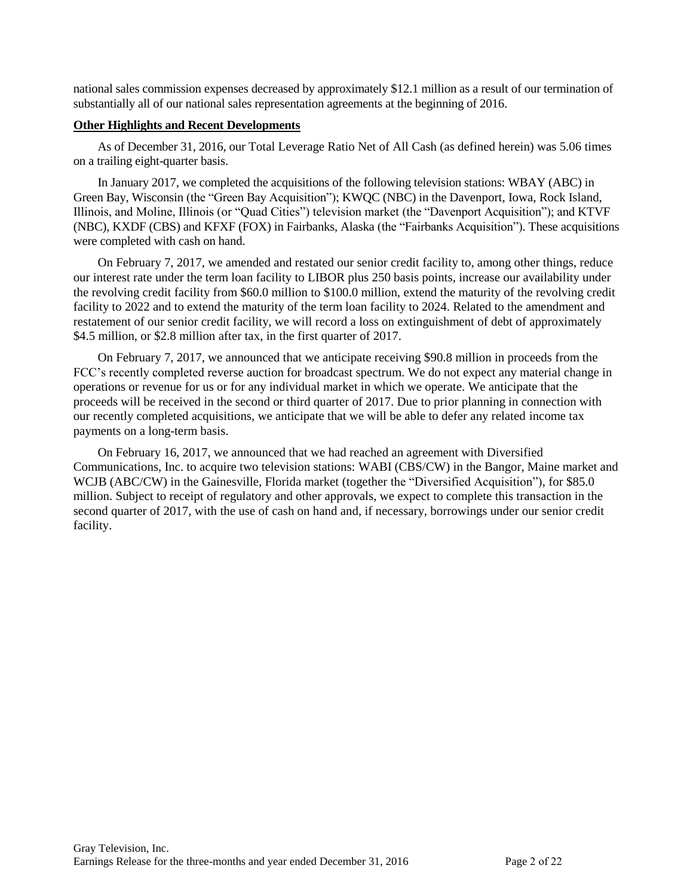national sales commission expenses decreased by approximately $12.1 million as a result of our termination of substantially all of our national sales representation agreements at the beginning of 2016.

## Other Highlights and Recent Developments

As of December 31, 2016, our Total Leverage Ratio Net of All Cash (as defined herein) was 5.06 times on a trailing eight-quarter basis.

In January 2017, we completed the acquisitions of the following television stations: WBAY (ABC) in Green Bay, Wisconsin (the "Green Bay Acquisition"); KWQC (NBC) in the Davenport, Iowa, Rock Island, Illinois, and Moline, Illinois (or "Quad Cities") television market (the "Davenport Acquisition"); and KTVF (NBC), KXDF (CBS) and KFXF (FOX) in Fairbanks, Alaska (the "Fairbanks Acquisition"). These acquisitions were completed with cash on hand.

On February 7, 2017, we amended and restated our senior credit facility to, among other things, reduce our interest rate under the term loan facility to LIBOR plus 250 basis points, increase our availability under the revolving credit facility from $60.0 million to $100.0 million, extend the maturity of the revolving credit facility to 2022 and to extend the maturity of the term loan facility to 2024. Related to the amendment and restatement of our senior credit facility, we will record a loss on extinguishment of debt of approximately $4.5 million, or $2.8 million after tax, in the first quarter of 2017.

On February 7, 2017, we announced that we anticipate receiving $90.8 million in proceeds from the FCC's recently completed reverse auction for broadcast spectrum. We do not expect any material change in operations or revenue for us or for any individual market in which we operate. We anticipate that the proceeds will be received in the second or third quarter of 2017. Due to prior planning in connection with our recently completed acquisitions, we anticipate that we will be able to defer any related income tax payments on a long-term basis.

On February 16, 2017, we announced that we had reached an agreement with Diversified Communications, Inc. to acquire two television stations: WABI (CBS/CW) in the Bangor, Maine market and WCJB (ABC/CW) in the Gainesville, Florida market (together the "Diversified Acquisition"), for $85.0 million. Subject to receipt of regulatory and other approvals, we expect to complete this transaction in the second quarter of 2017, with the use of cash on hand and, if necessary, borrowings under our senior credit facility.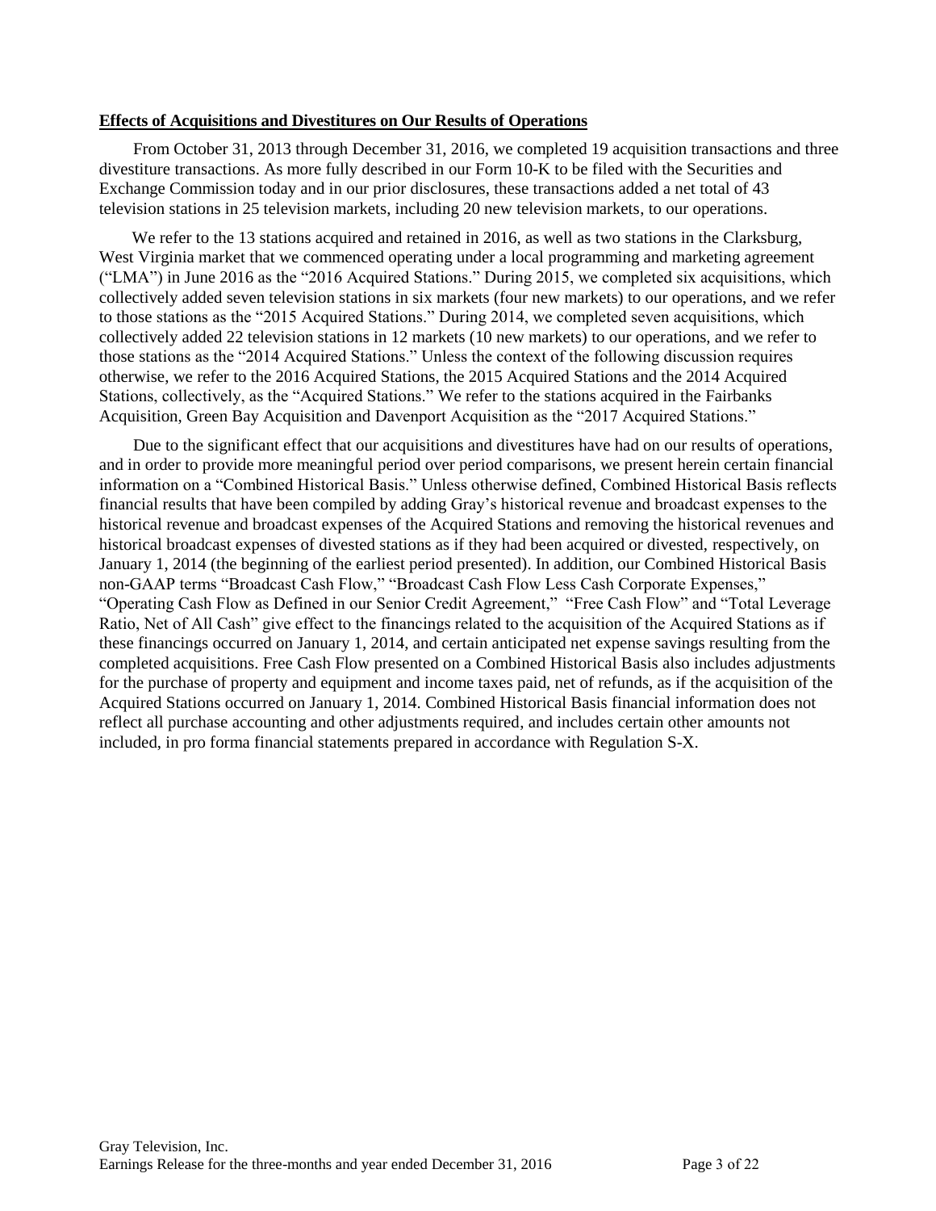**Effects of Acquisitions and Divestitures on Our Results of Operations**

From October 31, 2013 through December 31, 2016, we completed 19 acquisition transactions and three divestiture transactions. As more fully described in our Form 10-K to be filed with the Securities and Exchange Commission today and in our prior disclosures, these transactions added a net total of 43 television stations in 25 television markets, including 20 new television markets, to our operations.

We refer to the 13 stations acquired and retained in 2016, as well as two stations in the Clarksburg, West Virginia market that we commenced operating under a local programming and marketing agreement ("LMA") in June 2016 as the "2016 Acquired Stations." During 2015, we completed six acquisitions, which collectively added seven television stations in six markets (four new markets) to our operations, and we refer to those stations as the "2015 Acquired Stations." During 2014, we completed seven acquisitions, which collectively added 22 television stations in 12 markets (10 new markets) to our operations, and we refer to those stations as the "2014 Acquired Stations." Unless the context of the following discussion requires otherwise, we refer to the 2016 Acquired Stations, the 2015 Acquired Stations and the 2014 Acquired Stations, collectively, as the "Acquired Stations." We refer to the stations acquired in the Fairbanks Acquisition, Green Bay Acquisition and Davenport Acquisition as the "2017 Acquired Stations."

Due to the significant effect that our acquisitions and divestitures have had on our results of operations, and in order to provide more meaningful period over period comparisons, we present herein certain financial information on a "Combined Historical Basis." Unless otherwise defined, Combined Historical Basis reflects financial results that have been compiled by adding Gray's historical revenue and broadcast expenses to the historical revenue and broadcast expenses of the Acquired Stations and removing the historical revenues and historical broadcast expenses of divested stations as if they had been acquired or divested, respectively, on January 1, 2014 (the beginning of the earliest period presented). In addition, our Combined Historical Basis non-GAAP terms "Broadcast Cash Flow," "Broadcast Cash Flow Less Cash Corporate Expenses," "Operating Cash Flow as Defined in our Senior Credit Agreement," "Free Cash Flow" and "Total Leverage Ratio, Net of All Cash" give effect to the financings related to the acquisition of the Acquired Stations as if these financings occurred on January 1, 2014, and certain anticipated net expense savings resulting from the completed acquisitions. Free Cash Flow presented on a Combined Historical Basis also includes adjustments for the purchase of property and equipment and income taxes paid, net of refunds, as if the acquisition of the Acquired Stations occurred on January 1, 2014. Combined Historical Basis financial information does not reflect all purchase accounting and other adjustments required, and includes certain other amounts not included, in pro forma financial statements prepared in accordance with Regulation S-X.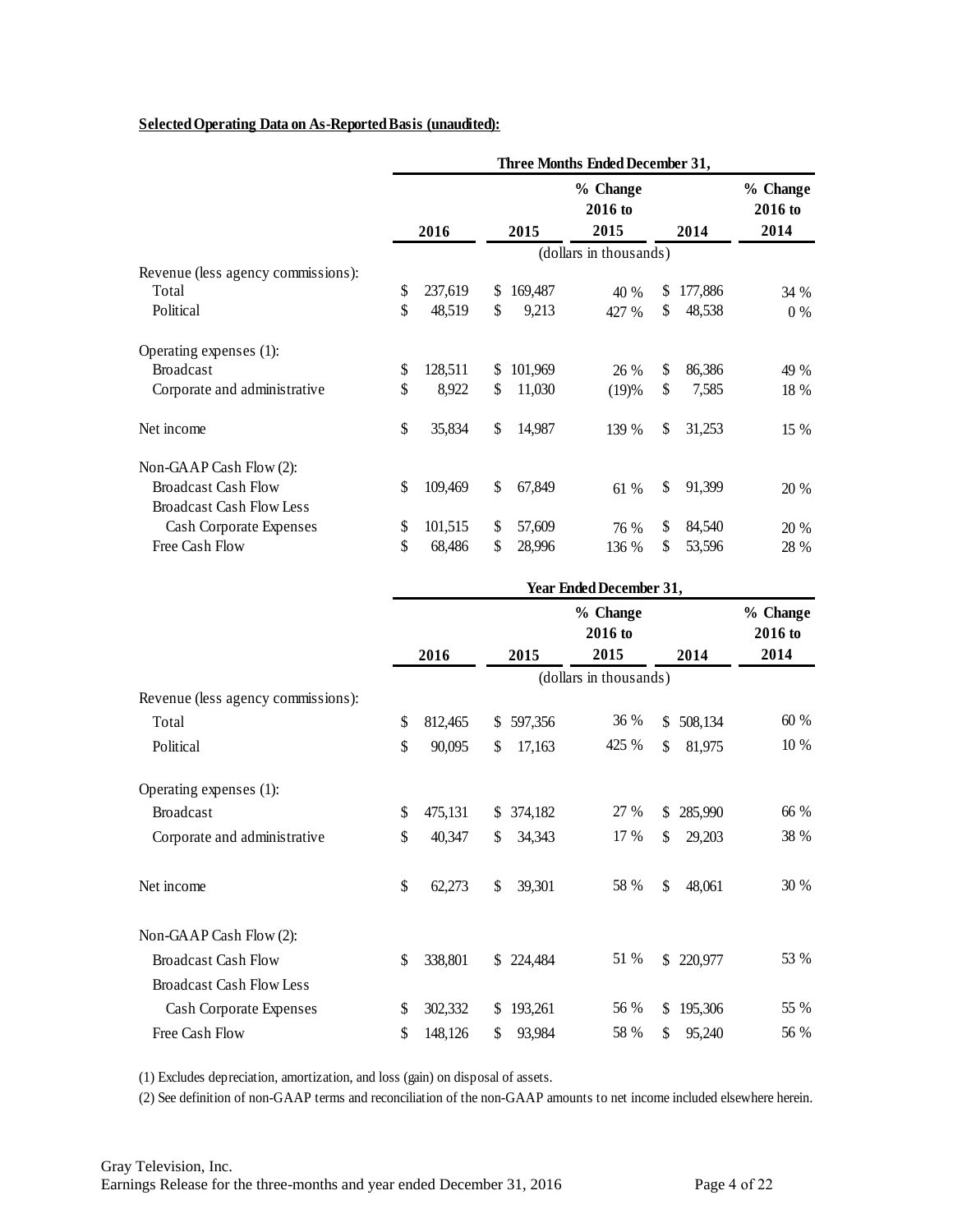**Selected Operating Data on As-Reported Basis (unaudited):**

| | Three Months Ended December 31, | | | | |
|---|---|---|---|---|---|
| | 2016 | 2015 | % Change 2016 to 2015 | 2014 | % Change 2016 to 2014 |
| | (dollars in thousands) | | | | |
| Revenue (less agency commissions): | | | | | |
| Total | $ 237,619 | $ 169,487 | 40 % | $ 177,886 | 34 % |
| Political | $ 48,519 | $ 9,213 | 427 % | $ 48,538 | 0 % |
| Operating expenses (1): | | | | | |
| Broadcast | $ 128,511 | $ 101,969 | 26 % | $ 86,386 | 49 % |
| Corporate and administrative | $ 8,922 | $ 11,030 | (19)% | $ 7,585 | 18 % |
| Net income | $ 35,834 | $ 14,987 | 139 % | $ 31,253 | 15 % |
| Non-GAAP Cash Flow (2): | | | | | |
| Broadcast Cash Flow | $ 109,469 | $ 67,849 | 61 % | $ 91,399 | 20 % |
| Broadcast Cash Flow Less Cash Corporate Expenses | $ 101,515 | $ 57,609 | 76 % | $ 84,540 | 20 % |
| Free Cash Flow | $ 68,486 | $ 28,996 | 136 % | $ 53,596 | 28 % |

| | Year Ended December 31, | | | | |
|---|---|---|---|---|---|
| | 2016 | 2015 | % Change 2016 to 2015 | 2014 | % Change 2016 to 2014 |
| | (dollars in thousands) | | | | |
| Revenue (less agency commissions): | | | | | |
| Total | $ 812,465 | $ 597,356 | 36 % | $ 508,134 | 60 % |
| Political | $ 90,095 | $ 17,163 | 425 % | $ 81,975 | 10 % |
| Operating expenses (1): | | | | | |
| Broadcast | $ 475,131 | $ 374,182 | 27 % | $ 285,990 | 66 % |
| Corporate and administrative | $ 40,347 | $ 34,343 | 17 % | $ 29,203 | 38 % |
| Net income | $ 62,273 | $ 39,301 | 58 % | $ 48,061 | 30 % |
| Non-GAAP Cash Flow (2): | | | | | |
| Broadcast Cash Flow | $ 338,801 | $ 224,484 | 51 % | $ 220,977 | 53 % |
| Broadcast Cash Flow Less Cash Corporate Expenses | $ 302,332 | $ 193,261 | 56 % | $ 195,306 | 55 % |
| Free Cash Flow | $ 148,126 | $ 93,984 | 58 % | $ 95,240 | 56 % |

(1) Excludes depreciation, amortization, and loss (gain) on disposal of assets.

(2) See definition of non-GAAP terms and reconciliation of the non-GAAP amounts to net income included elsewhere herein.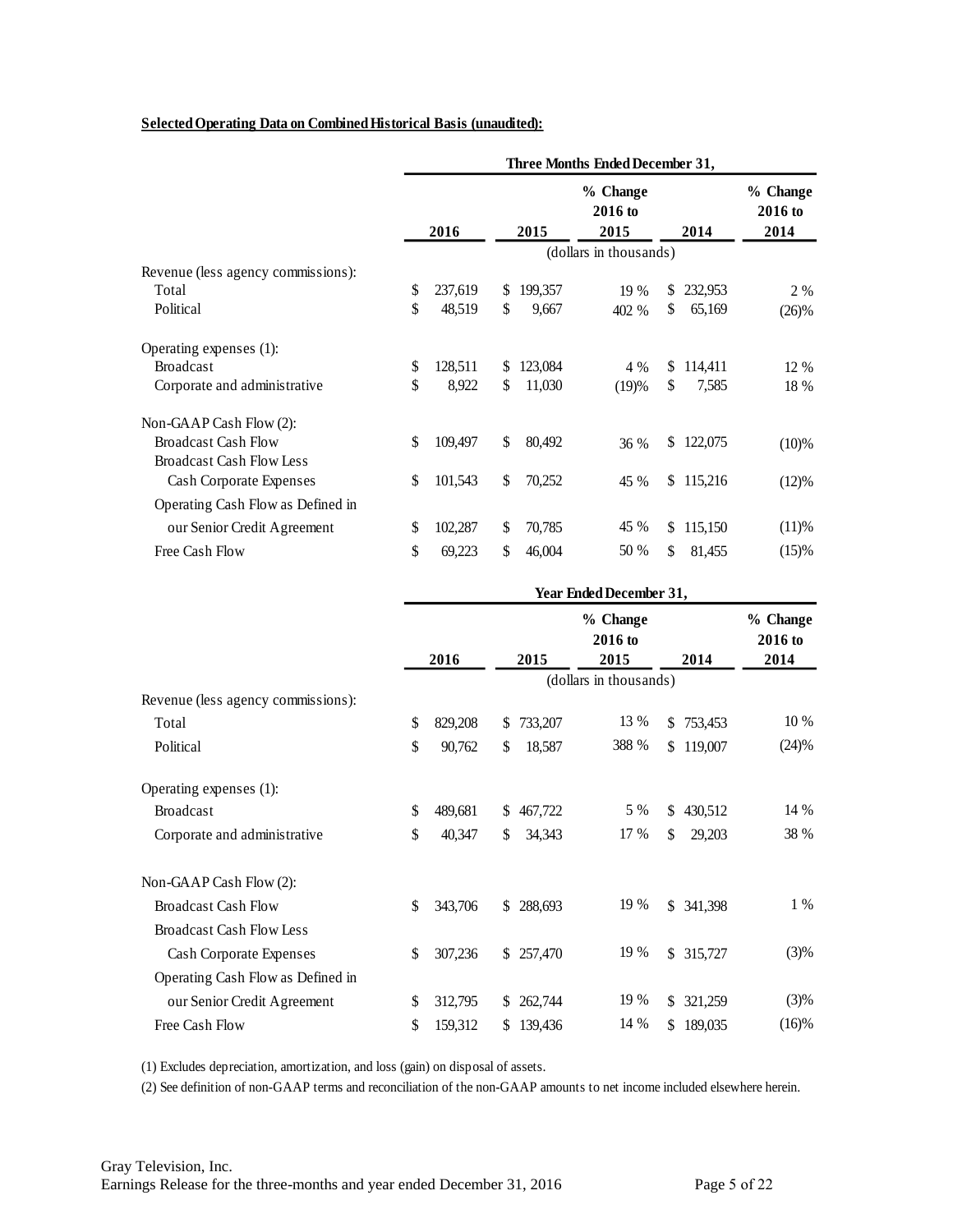**Selected Operating Data on Combined Historical Basis (unaudited):**

| | Three Months Ended December 31, | | | | |
|---|---|---|---|---|---|
| | 2016 | 2015 | % Change 2016 to 2015 | 2014 | % Change 2016 to 2014 |
| | (dollars in thousands) | | | | |
| Revenue (less agency commissions): | | | | | |
| Total | $ 237,619 | $ 199,357 | 19 % | $ 232,953 | 2 % |
| Political | $ 48,519 | $ 9,667 | 402 % | $ 65,169 | (26)% |
| Operating expenses (1): | | | | | |
| Broadcast | $ 128,511 | $ 123,084 | 4 % | $ 114,411 | 12 % |
| Corporate and administrative | $ 8,922 | $ 11,030 | (19)% | $ 7,585 | 18 % |
| Non-GAAP Cash Flow (2): | | | | | |
| Broadcast Cash Flow | $ 109,497 | $ 80,492 | 36 % | $ 122,075 | (10)% |
| Broadcast Cash Flow Less Cash Corporate Expenses | $ 101,543 | $ 70,252 | 45 % | $ 115,216 | (12)% |
| Operating Cash Flow as Defined in our Senior Credit Agreement | $ 102,287 | $ 70,785 | 45 % | $ 115,150 | (11)% |
| Free Cash Flow | $ 69,223 | $ 46,004 | 50 % | $ 81,455 | (15)% |

| | Year Ended December 31, | | | | |
|---|---|---|---|---|---|
| | 2016 | 2015 | % Change 2016 to 2015 | 2014 | % Change 2016 to 2014 |
| | (dollars in thousands) | | | | |
| Revenue (less agency commissions): | | | | | |
| Total | $ 829,208 | $ 733,207 | 13 % | $ 753,453 | 10 % |
| Political | $ 90,762 | $ 18,587 | 388 % | $ 119,007 | (24)% |
| Operating expenses (1): | | | | | |
| Broadcast | $ 489,681 | $ 467,722 | 5 % | $ 430,512 | 14 % |
| Corporate and administrative | $ 40,347 | $ 34,343 | 17 % | $ 29,203 | 38 % |
| Non-GAAP Cash Flow (2): | | | | | |
| Broadcast Cash Flow | $ 343,706 | $ 288,693 | 19 % | $ 341,398 | 1 % |
| Broadcast Cash Flow Less Cash Corporate Expenses | $ 307,236 | $ 257,470 | 19 % | $ 315,727 | (3)% |
| Operating Cash Flow as Defined in our Senior Credit Agreement | $ 312,795 | $ 262,744 | 19 % | $ 321,259 | (3)% |
| Free Cash Flow | $ 159,312 | $ 139,436 | 14 % | $ 189,035 | (16)% |

(1) Excludes depreciation, amortization, and loss (gain) on disposal of assets.

(2) See definition of non-GAAP terms and reconciliation of the non-GAAP amounts to net income included elsewhere herein.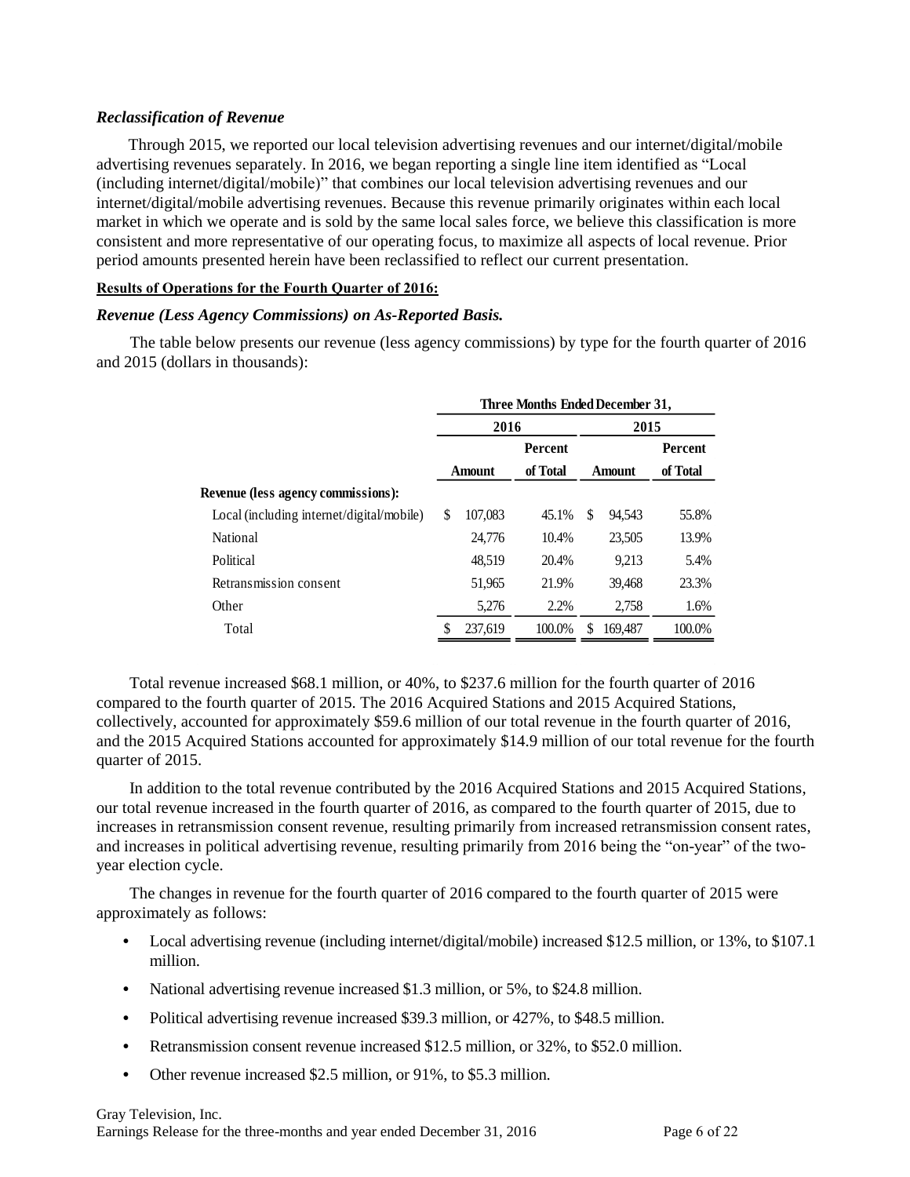### *Reclassification of Revenue*

Through 2015, we reported our local television advertising revenues and our internet/digital/mobile advertising revenues separately. In 2016, we began reporting a single line item identified as "Local (including internet/digital/mobile)" that combines our local television advertising revenues and our internet/digital/mobile advertising revenues. Because this revenue primarily originates within each local market in which we operate and is sold by the same local sales force, we believe this classification is more consistent and more representative of our operating focus, to maximize all aspects of local revenue. Prior period amounts presented herein have been reclassified to reflect our current presentation.

**Results of Operations for the Fourth Quarter of 2016:**

### *Revenue (Less Agency Commissions) on As-Reported Basis.*

The table below presents our revenue (less agency commissions) by type for the fourth quarter of 2016 and 2015 (dollars in thousands):

| | Three Months Ended December 31, | | | |
|---|---|---|---|---|
| | 2016 | | 2015 | |
| | Amount | Percent of Total | Amount | Percent of Total |
| **Revenue (less agency commissions):** | | | | |
| Local (including internet/digital/mobile) | $ 107,083 | 45.1% | $ 94,543 | 55.8% |
| National | 24,776 | 10.4% | 23,505 | 13.9% |
| Political | 48,519 | 20.4% | 9,213 | 5.4% |
| Retransmission consent | 51,965 | 21.9% | 39,468 | 23.3% |
| Other | 5,276 | 2.2% | 2,758 | 1.6% |
| Total | $ 237,619 | 100.0% | $ 169,487 | 100.0% |

Total revenue increased $68.1 million, or 40%, to $237.6 million for the fourth quarter of 2016 compared to the fourth quarter of 2015. The 2016 Acquired Stations and 2015 Acquired Stations, collectively, accounted for approximately $59.6 million of our total revenue in the fourth quarter of 2016, and the 2015 Acquired Stations accounted for approximately $14.9 million of our total revenue for the fourth quarter of 2015.

In addition to the total revenue contributed by the 2016 Acquired Stations and 2015 Acquired Stations, our total revenue increased in the fourth quarter of 2016, as compared to the fourth quarter of 2015, due to increases in retransmission consent revenue, resulting primarily from increased retransmission consent rates, and increases in political advertising revenue, resulting primarily from 2016 being the "on-year" of the two-year election cycle.

The changes in revenue for the fourth quarter of 2016 compared to the fourth quarter of 2015 were approximately as follows:

- Local advertising revenue (including internet/digital/mobile) increased $12.5 million, or 13%, to $107.1 million.
- National advertising revenue increased $1.3 million, or 5%, to $24.8 million.
- Political advertising revenue increased $39.3 million, or 427%, to $48.5 million.
- Retransmission consent revenue increased $12.5 million, or 32%, to $52.0 million.
- Other revenue increased $2.5 million, or 91%, to $5.3 million.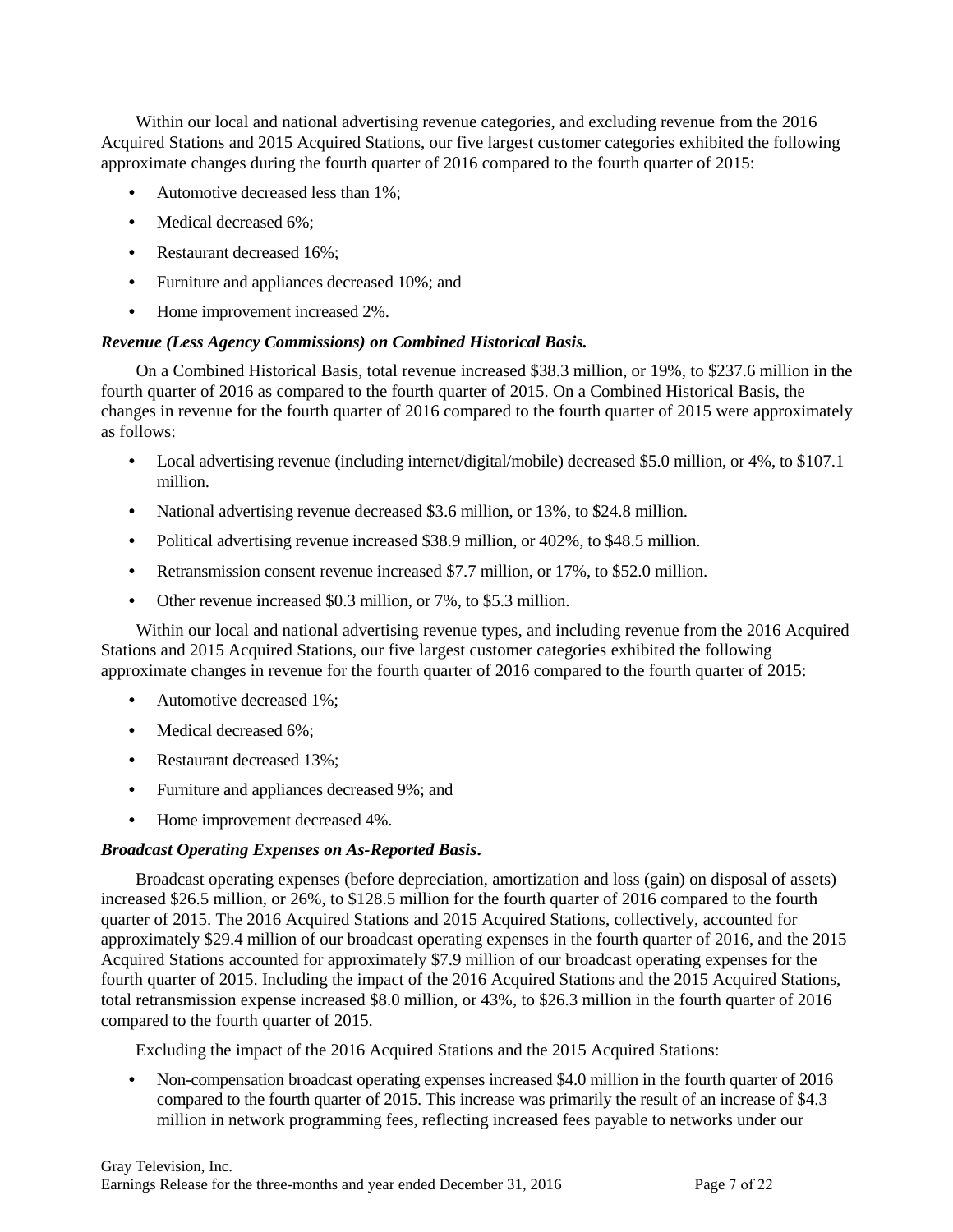Within our local and national advertising revenue categories, and excluding revenue from the 2016 Acquired Stations and 2015 Acquired Stations, our five largest customer categories exhibited the following approximate changes during the fourth quarter of 2016 compared to the fourth quarter of 2015:

- Automotive decreased less than 1%;
- Medical decreased 6%;
- Restaurant decreased 16%;
- Furniture and appliances decreased 10%; and
- Home improvement increased 2%.

***Revenue (Less Agency Commissions) on Combined Historical Basis.***

On a Combined Historical Basis, total revenue increased $38.3 million, or 19%, to $237.6 million in the fourth quarter of 2016 as compared to the fourth quarter of 2015. On a Combined Historical Basis, the changes in revenue for the fourth quarter of 2016 compared to the fourth quarter of 2015 were approximately as follows:

- Local advertising revenue (including internet/digital/mobile) decreased $5.0 million, or 4%, to $107.1 million.
- National advertising revenue decreased $3.6 million, or 13%, to $24.8 million.
- Political advertising revenue increased $38.9 million, or 402%, to $48.5 million.
- Retransmission consent revenue increased $7.7 million, or 17%, to $52.0 million.
- Other revenue increased $0.3 million, or 7%, to $5.3 million.

Within our local and national advertising revenue types, and including revenue from the 2016 Acquired Stations and 2015 Acquired Stations, our five largest customer categories exhibited the following approximate changes in revenue for the fourth quarter of 2016 compared to the fourth quarter of 2015:

- Automotive decreased 1%;
- Medical decreased 6%;
- Restaurant decreased 13%;
- Furniture and appliances decreased 9%; and
- Home improvement decreased 4%.

***Broadcast Operating Expenses on As-Reported Basis.***

Broadcast operating expenses (before depreciation, amortization and loss (gain) on disposal of assets) increased $26.5 million, or 26%, to $128.5 million for the fourth quarter of 2016 compared to the fourth quarter of 2015. The 2016 Acquired Stations and 2015 Acquired Stations, collectively, accounted for approximately $29.4 million of our broadcast operating expenses in the fourth quarter of 2016, and the 2015 Acquired Stations accounted for approximately $7.9 million of our broadcast operating expenses for the fourth quarter of 2015. Including the impact of the 2016 Acquired Stations and the 2015 Acquired Stations, total retransmission expense increased $8.0 million, or 43%, to $26.3 million in the fourth quarter of 2016 compared to the fourth quarter of 2015.

Excluding the impact of the 2016 Acquired Stations and the 2015 Acquired Stations:

- Non-compensation broadcast operating expenses increased $4.0 million in the fourth quarter of 2016 compared to the fourth quarter of 2015. This increase was primarily the result of an increase of $4.3 million in network programming fees, reflecting increased fees payable to networks under our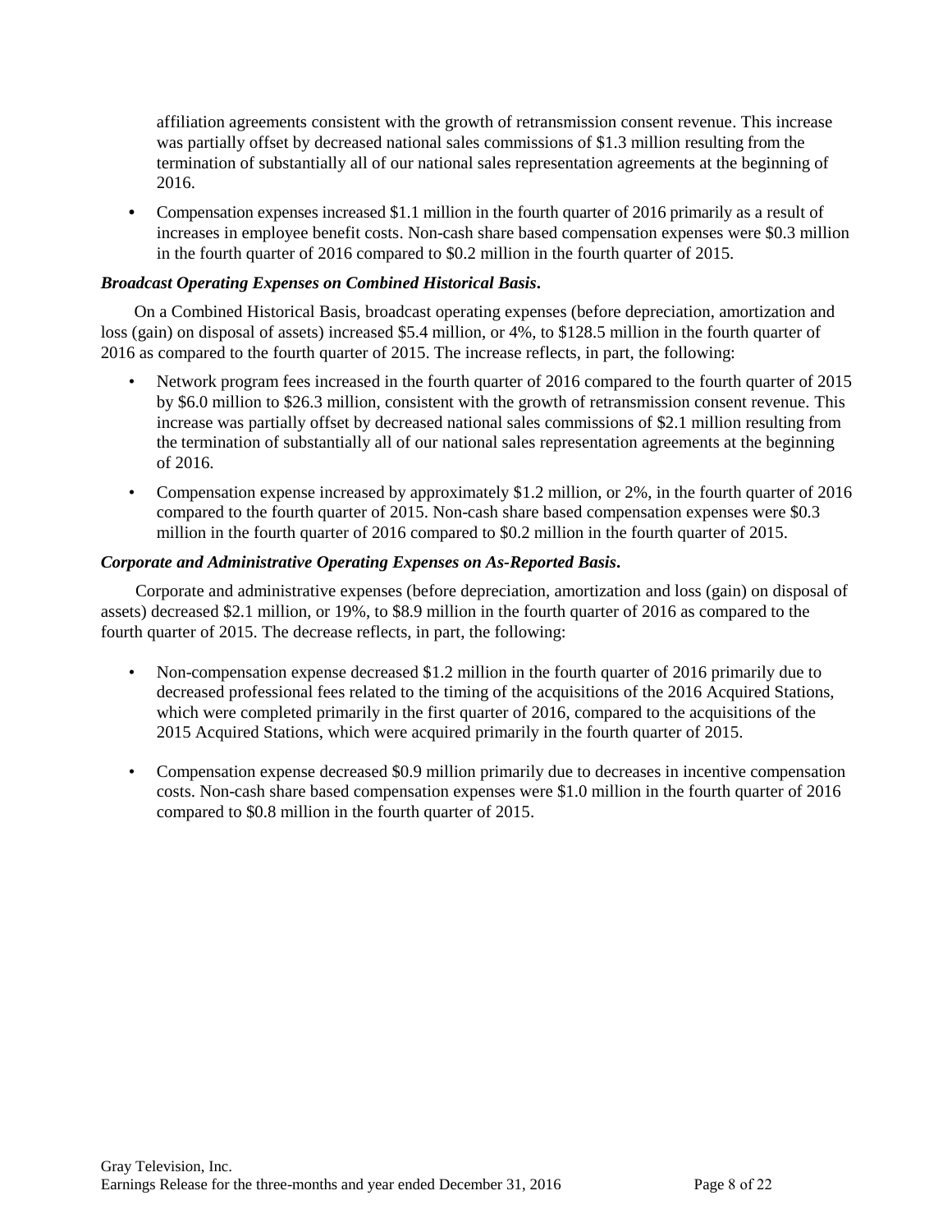affiliation agreements consistent with the growth of retransmission consent revenue. This increase was partially offset by decreased national sales commissions of $1.3 million resulting from the termination of substantially all of our national sales representation agreements at the beginning of 2016.

- Compensation expenses increased $1.1 million in the fourth quarter of 2016 primarily as a result of increases in employee benefit costs. Non-cash share based compensation expenses were $0.3 million in the fourth quarter of 2016 compared to $0.2 million in the fourth quarter of 2015.

***Broadcast Operating Expenses on Combined Historical Basis*.**

On a Combined Historical Basis, broadcast operating expenses (before depreciation, amortization and loss (gain) on disposal of assets) increased $5.4 million, or 4%, to $128.5 million in the fourth quarter of 2016 as compared to the fourth quarter of 2015. The increase reflects, in part, the following:

- Network program fees increased in the fourth quarter of 2016 compared to the fourth quarter of 2015 by $6.0 million to $26.3 million, consistent with the growth of retransmission consent revenue. This increase was partially offset by decreased national sales commissions of $2.1 million resulting from the termination of substantially all of our national sales representation agreements at the beginning of 2016.

- Compensation expense increased by approximately $1.2 million, or 2%, in the fourth quarter of 2016 compared to the fourth quarter of 2015. Non-cash share based compensation expenses were $0.3 million in the fourth quarter of 2016 compared to $0.2 million in the fourth quarter of 2015.

***Corporate and Administrative Operating Expenses on As-Reported Basis*.**

Corporate and administrative expenses (before depreciation, amortization and loss (gain) on disposal of assets) decreased $2.1 million, or 19%, to $8.9 million in the fourth quarter of 2016 as compared to the fourth quarter of 2015. The decrease reflects, in part, the following:

- Non-compensation expense decreased $1.2 million in the fourth quarter of 2016 primarily due to decreased professional fees related to the timing of the acquisitions of the 2016 Acquired Stations, which were completed primarily in the first quarter of 2016, compared to the acquisitions of the 2015 Acquired Stations, which were acquired primarily in the fourth quarter of 2015.

- Compensation expense decreased $0.9 million primarily due to decreases in incentive compensation costs. Non-cash share based compensation expenses were $1.0 million in the fourth quarter of 2016 compared to $0.8 million in the fourth quarter of 2015.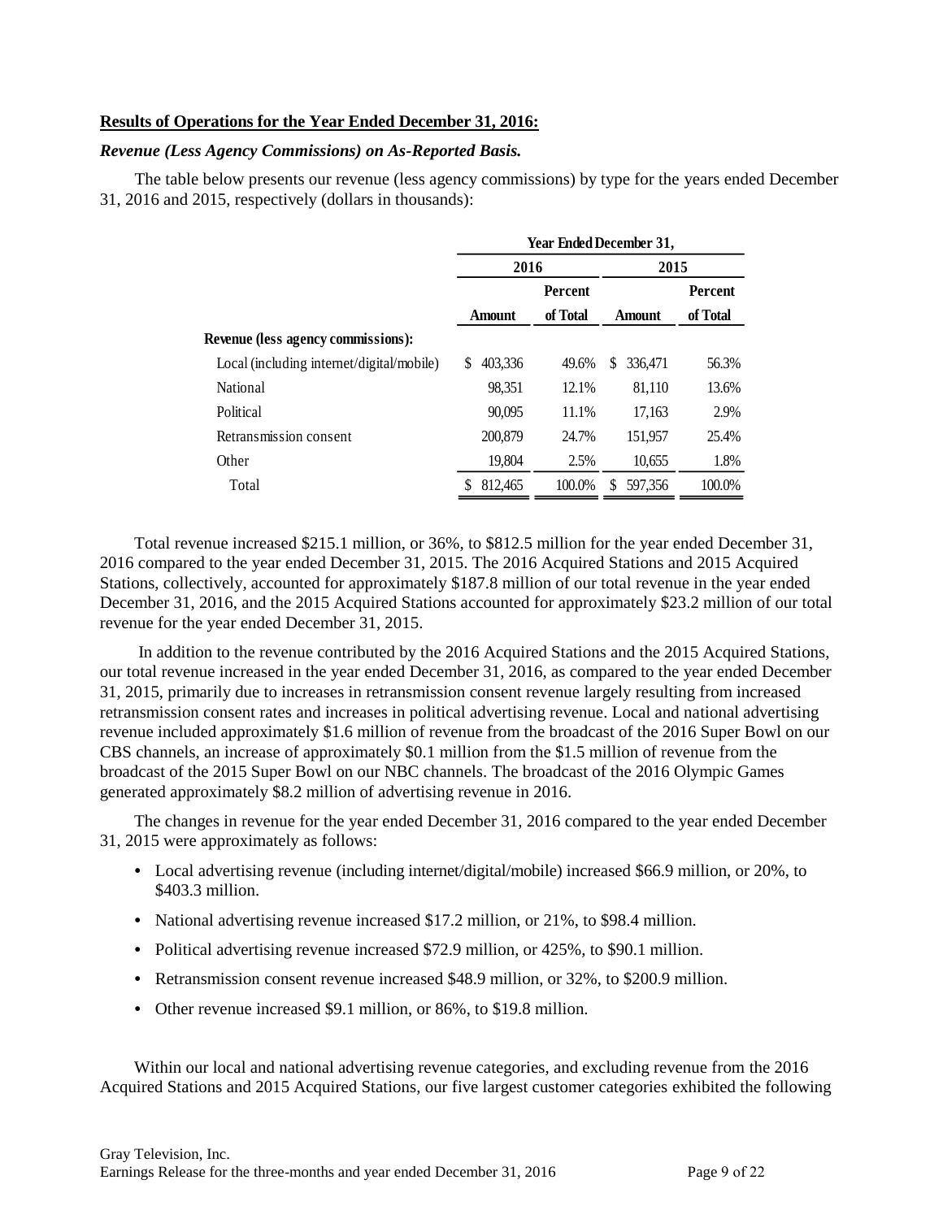**Results of Operations for the Year Ended December 31, 2016:**

***Revenue (Less Agency Commissions) on As-Reported Basis.***

The table below presents our revenue (less agency commissions) by type for the years ended December 31, 2016 and 2015, respectively (dollars in thousands):

| | Year Ended December 31, | | | |
|---|---|---|---|---|
| | 2016 | | 2015 | |
| | Amount | Percent of Total | Amount | Percent of Total |
| **Revenue (less agency commissions):** | | | | |
| Local (including internet/digital/mobile) | $ 403,336 | 49.6% | $ 336,471 | 56.3% |
| National | 98,351 | 12.1% | 81,110 | 13.6% |
| Political | 90,095 | 11.1% | 17,163 | 2.9% |
| Retransmission consent | 200,879 | 24.7% | 151,957 | 25.4% |
| Other | 19,804 | 2.5% | 10,655 | 1.8% |
| Total | $ 812,465 | 100.0% | $ 597,356 | 100.0% |

Total revenue increased $215.1 million, or 36%, to $812.5 million for the year ended December 31, 2016 compared to the year ended December 31, 2015. The 2016 Acquired Stations and 2015 Acquired Stations, collectively, accounted for approximately $187.8 million of our total revenue in the year ended December 31, 2016, and the 2015 Acquired Stations accounted for approximately $23.2 million of our total revenue for the year ended December 31, 2015.

In addition to the revenue contributed by the 2016 Acquired Stations and the 2015 Acquired Stations, our total revenue increased in the year ended December 31, 2016, as compared to the year ended December 31, 2015, primarily due to increases in retransmission consent revenue largely resulting from increased retransmission consent rates and increases in political advertising revenue. Local and national advertising revenue included approximately $1.6 million of revenue from the broadcast of the 2016 Super Bowl on our CBS channels, an increase of approximately $0.1 million from the $1.5 million of revenue from the broadcast of the 2015 Super Bowl on our NBC channels. The broadcast of the 2016 Olympic Games generated approximately $8.2 million of advertising revenue in 2016.

The changes in revenue for the year ended December 31, 2016 compared to the year ended December 31, 2015 were approximately as follows:

- Local advertising revenue (including internet/digital/mobile) increased $66.9 million, or 20%, to $403.3 million.
- National advertising revenue increased $17.2 million, or 21%, to $98.4 million.
- Political advertising revenue increased $72.9 million, or 425%, to $90.1 million.
- Retransmission consent revenue increased $48.9 million, or 32%, to $200.9 million.
- Other revenue increased $9.1 million, or 86%, to $19.8 million.

Within our local and national advertising revenue categories, and excluding revenue from the 2016 Acquired Stations and 2015 Acquired Stations, our five largest customer categories exhibited the following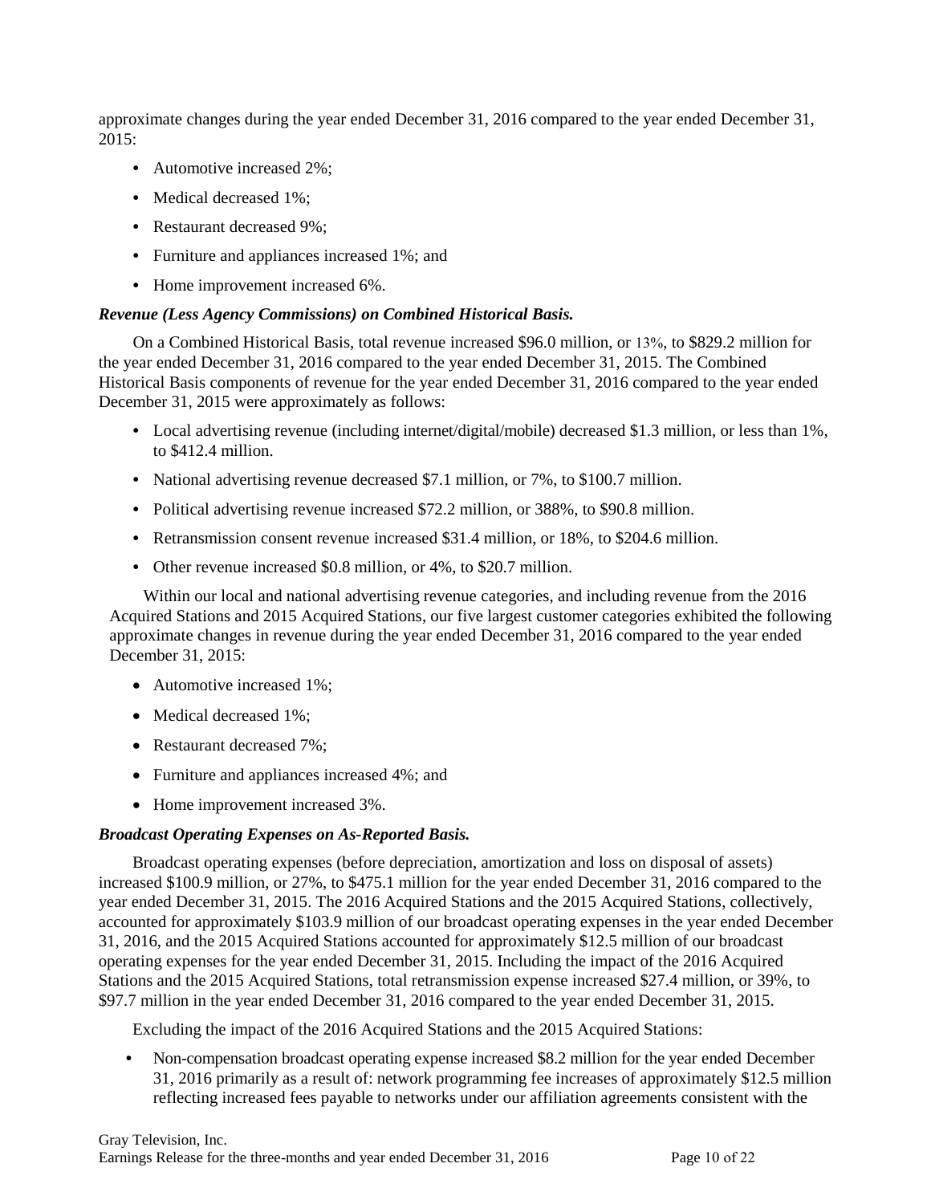approximate changes during the year ended December 31, 2016 compared to the year ended December 31, 2015:

- Automotive increased 2%;
- Medical decreased 1%;
- Restaurant decreased 9%;
- Furniture and appliances increased 1%; and
- Home improvement increased 6%.

***Revenue (Less Agency Commissions) on Combined Historical Basis.***

On a Combined Historical Basis, total revenue increased $96.0 million, or 13%, to $829.2 million for the year ended December 31, 2016 compared to the year ended December 31, 2015. The Combined Historical Basis components of revenue for the year ended December 31, 2016 compared to the year ended December 31, 2015 were approximately as follows:

- Local advertising revenue (including internet/digital/mobile) decreased $1.3 million, or less than 1%, to $412.4 million.
- National advertising revenue decreased $7.1 million, or 7%, to $100.7 million.
- Political advertising revenue increased $72.2 million, or 388%, to $90.8 million.
- Retransmission consent revenue increased $31.4 million, or 18%, to $204.6 million.
- Other revenue increased $0.8 million, or 4%, to $20.7 million.

Within our local and national advertising revenue categories, and including revenue from the 2016 Acquired Stations and 2015 Acquired Stations, our five largest customer categories exhibited the following approximate changes in revenue during the year ended December 31, 2016 compared to the year ended December 31, 2015:

- Automotive increased 1%;
- Medical decreased 1%;
- Restaurant decreased 7%;
- Furniture and appliances increased 4%; and
- Home improvement increased 3%.

***Broadcast Operating Expenses on As-Reported Basis.***

Broadcast operating expenses (before depreciation, amortization and loss on disposal of assets) increased $100.9 million, or 27%, to $475.1 million for the year ended December 31, 2016 compared to the year ended December 31, 2015. The 2016 Acquired Stations and the 2015 Acquired Stations, collectively, accounted for approximately $103.9 million of our broadcast operating expenses in the year ended December 31, 2016, and the 2015 Acquired Stations accounted for approximately $12.5 million of our broadcast operating expenses for the year ended December 31, 2015. Including the impact of the 2016 Acquired Stations and the 2015 Acquired Stations, total retransmission expense increased $27.4 million, or 39%, to $97.7 million in the year ended December 31, 2016 compared to the year ended December 31, 2015.

Excluding the impact of the 2016 Acquired Stations and the 2015 Acquired Stations:

- Non-compensation broadcast operating expense increased $8.2 million for the year ended December 31, 2016 primarily as a result of: network programming fee increases of approximately $12.5 million reflecting increased fees payable to networks under our affiliation agreements consistent with the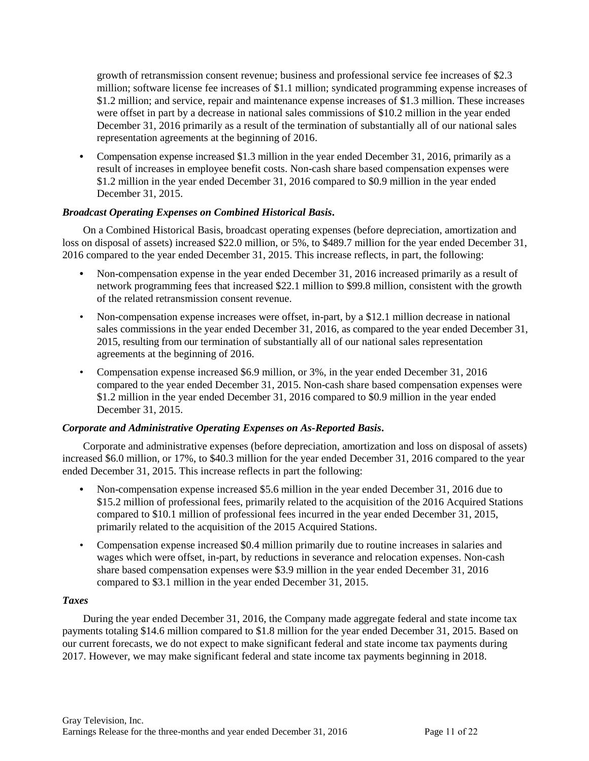growth of retransmission consent revenue; business and professional service fee increases of $2.3 million; software license fee increases of $1.1 million; syndicated programming expense increases of $1.2 million; and service, repair and maintenance expense increases of $1.3 million. These increases were offset in part by a decrease in national sales commissions of $10.2 million in the year ended December 31, 2016 primarily as a result of the termination of substantially all of our national sales representation agreements at the beginning of 2016.

- Compensation expense increased $1.3 million in the year ended December 31, 2016, primarily as a result of increases in employee benefit costs. Non-cash share based compensation expenses were $1.2 million in the year ended December 31, 2016 compared to $0.9 million in the year ended December 31, 2015.

***Broadcast Operating Expenses on Combined Historical Basis.***

On a Combined Historical Basis, broadcast operating expenses (before depreciation, amortization and loss on disposal of assets) increased $22.0 million, or 5%, to $489.7 million for the year ended December 31, 2016 compared to the year ended December 31, 2015. This increase reflects, in part, the following:

- Non-compensation expense in the year ended December 31, 2016 increased primarily as a result of network programming fees that increased $22.1 million to $99.8 million, consistent with the growth of the related retransmission consent revenue.
- Non-compensation expense increases were offset, in-part, by a $12.1 million decrease in national sales commissions in the year ended December 31, 2016, as compared to the year ended December 31, 2015, resulting from our termination of substantially all of our national sales representation agreements at the beginning of 2016.
- Compensation expense increased $6.9 million, or 3%, in the year ended December 31, 2016 compared to the year ended December 31, 2015. Non-cash share based compensation expenses were $1.2 million in the year ended December 31, 2016 compared to $0.9 million in the year ended December 31, 2015.

***Corporate and Administrative Operating Expenses on As-Reported Basis.***

Corporate and administrative expenses (before depreciation, amortization and loss on disposal of assets) increased $6.0 million, or 17%, to $40.3 million for the year ended December 31, 2016 compared to the year ended December 31, 2015. This increase reflects in part the following:

- Non-compensation expense increased $5.6 million in the year ended December 31, 2016 due to $15.2 million of professional fees, primarily related to the acquisition of the 2016 Acquired Stations compared to $10.1 million of professional fees incurred in the year ended December 31, 2015, primarily related to the acquisition of the 2015 Acquired Stations.
- Compensation expense increased $0.4 million primarily due to routine increases in salaries and wages which were offset, in-part, by reductions in severance and relocation expenses. Non-cash share based compensation expenses were $3.9 million in the year ended December 31, 2016 compared to $3.1 million in the year ended December 31, 2015.

***Taxes***

During the year ended December 31, 2016, the Company made aggregate federal and state income tax payments totaling $14.6 million compared to $1.8 million for the year ended December 31, 2015. Based on our current forecasts, we do not expect to make significant federal and state income tax payments during 2017. However, we may make significant federal and state income tax payments beginning in 2018.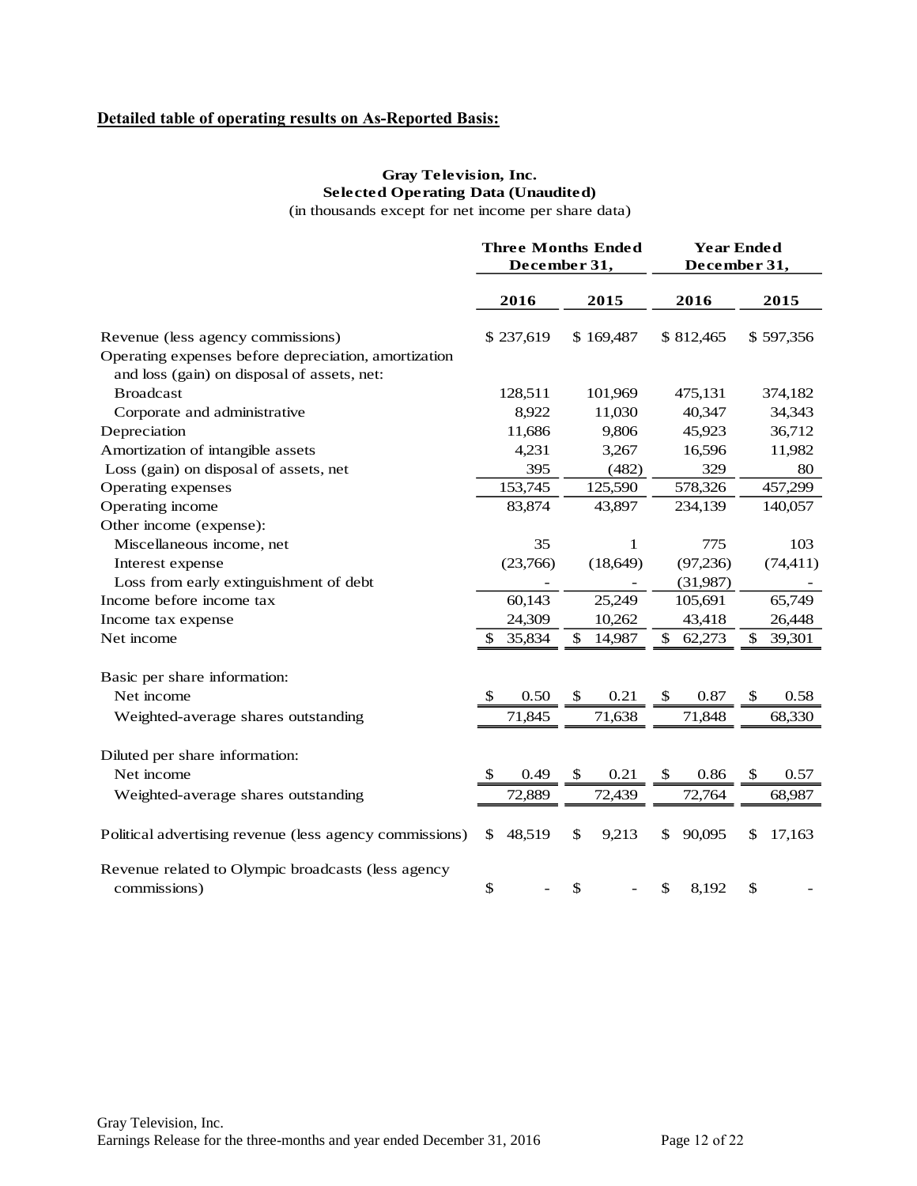**Detailed table of operating results on As-Reported Basis:**

**Gray Television, Inc.**
**Selected Operating Data (Unaudited)**
(in thousands except for net income per share data)

| | Three Months Ended December 31, | | Year Ended December 31, | |
|---|---|---|---|---|
| | 2016 | 2015 | 2016 | 2015 |
| Revenue (less agency commissions) | $ 237,619 | $ 169,487 | $ 812,465 | $ 597,356 |
| Operating expenses before depreciation, amortization and loss (gain) on disposal of assets, net: | | | | |
| Broadcast | 128,511 | 101,969 | 475,131 | 374,182 |
| Corporate and administrative | 8,922 | 11,030 | 40,347 | 34,343 |
| Depreciation | 11,686 | 9,806 | 45,923 | 36,712 |
| Amortization of intangible assets | 4,231 | 3,267 | 16,596 | 11,982 |
| Loss (gain) on disposal of assets, net | 395 | (482) | 329 | 80 |
| Operating expenses | 153,745 | 125,590 | 578,326 | 457,299 |
| Operating income | 83,874 | 43,897 | 234,139 | 140,057 |
| Other income (expense): | | | | |
| Miscellaneous income, net | 35 | 1 | 775 | 103 |
| Interest expense | (23,766) | (18,649) | (97,236) | (74,411) |
| Loss from early extinguishment of debt | - | - | (31,987) | - |
| Income before income tax | 60,143 | 25,249 | 105,691 | 65,749 |
| Income tax expense | 24,309 | 10,262 | 43,418 | 26,448 |
| Net income | $ 35,834 | $ 14,987 | $ 62,273 | $ 39,301 |
| Basic per share information: | | | | |
| Net income | $ 0.50 | $ 0.21 | $ 0.87 | $ 0.58 |
| Weighted-average shares outstanding | 71,845 | 71,638 | 71,848 | 68,330 |
| Diluted per share information: | | | | |
| Net income | $ 0.49 | $ 0.21 | $ 0.86 | $ 0.57 |
| Weighted-average shares outstanding | 72,889 | 72,439 | 72,764 | 68,987 |
| Political advertising revenue (less agency commissions) | $ 48,519 | $ 9,213 | $ 90,095 | $ 17,163 |
| Revenue related to Olympic broadcasts (less agency commissions) | $ - | $ - | $ 8,192 | $ - |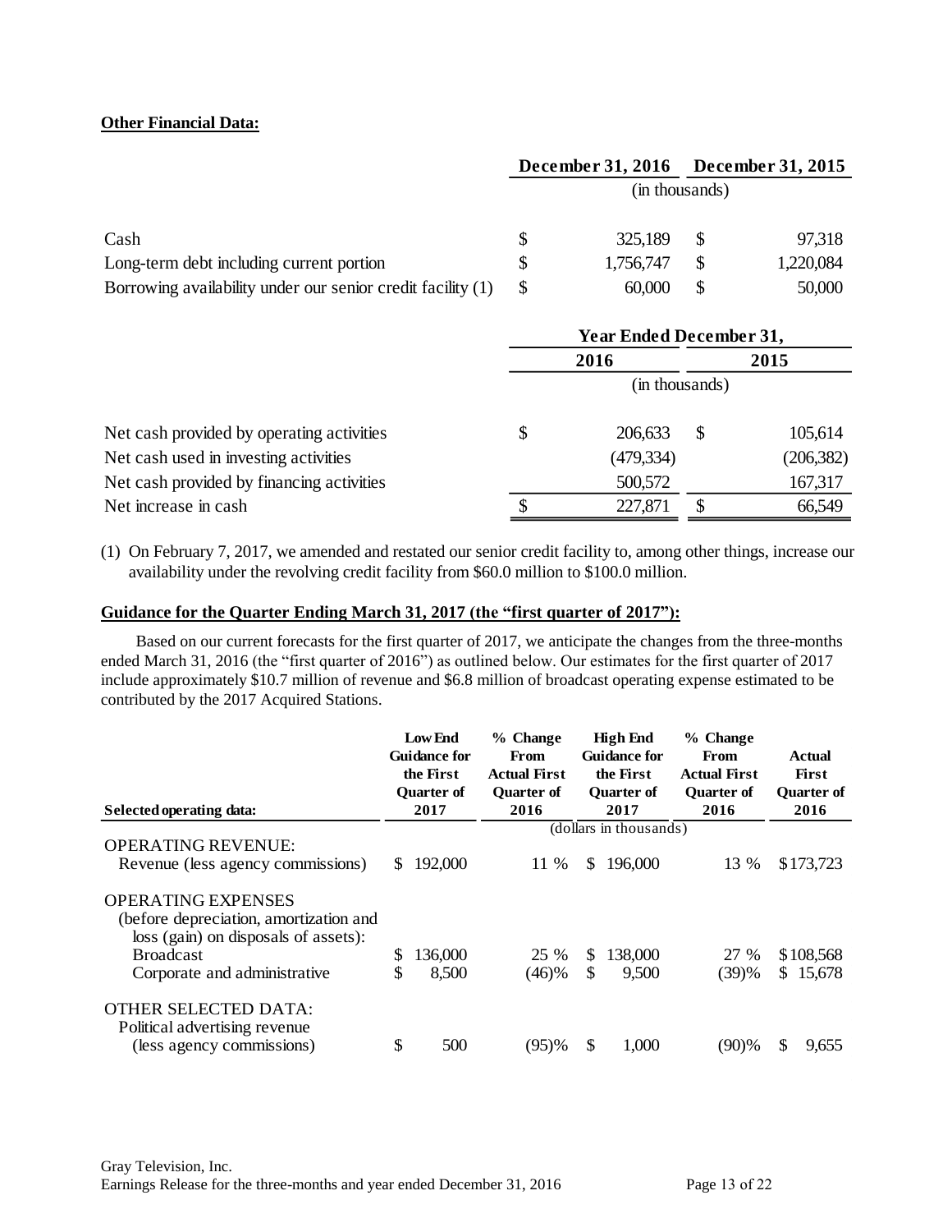**Other Financial Data:**

| | December 31, 2016 | December 31, 2015 |
|---|---|---|
| | (in thousands) | |
| Cash | $ 325,189 | $ 97,318 |
| Long-term debt including current portion | $ 1,756,747 | $ 1,220,084 |
| Borrowing availability under our senior credit facility (1) | $ 60,000 | $ 50,000 |

| | Year Ended December 31, | |
|---|---|---|
| | 2016 | 2015 |
| | (in thousands) | |
| Net cash provided by operating activities | $ 206,633 | $ 105,614 |
| Net cash used in investing activities | (479,334) | (206,382) |
| Net cash provided by financing activities | 500,572 | 167,317 |
| Net increase in cash | $ 227,871 | $ 66,549 |

(1) On February 7, 2017, we amended and restated our senior credit facility to, among other things, increase our availability under the revolving credit facility from $60.0 million to $100.0 million.

**Guidance for the Quarter Ending March 31, 2017 (the "first quarter of 2017"):**

Based on our current forecasts for the first quarter of 2017, we anticipate the changes from the three-months ended March 31, 2016 (the "first quarter of 2016") as outlined below. Our estimates for the first quarter of 2017 include approximately $10.7 million of revenue and $6.8 million of broadcast operating expense estimated to be contributed by the 2017 Acquired Stations.

| Selected operating data: | Low End Guidance for the First Quarter of 2017 | % Change From Actual First Quarter of 2016 | High End Guidance for the First Quarter of 2017 | % Change From Actual First Quarter of 2016 | Actual First Quarter of 2016 |
|---|---|---|---|---|---|
| | (dollars in thousands) | | | | |
| OPERATING REVENUE: | | | | | |
| Revenue (less agency commissions) | $ 192,000 | 11 % | $ 196,000 | 13 % | $173,723 |
| OPERATING EXPENSES (before depreciation, amortization and loss (gain) on disposals of assets): | | | | | |
| Broadcast | $ 136,000 | 25 % | $ 138,000 | 27 % | $108,568 |
| Corporate and administrative | $ 8,500 | (46)% | $ 9,500 | (39)% | $ 15,678 |
| OTHER SELECTED DATA: | | | | | |
| Political advertising revenue (less agency commissions) | $ 500 | (95)% | $ 1,000 | (90)% | $ 9,655 |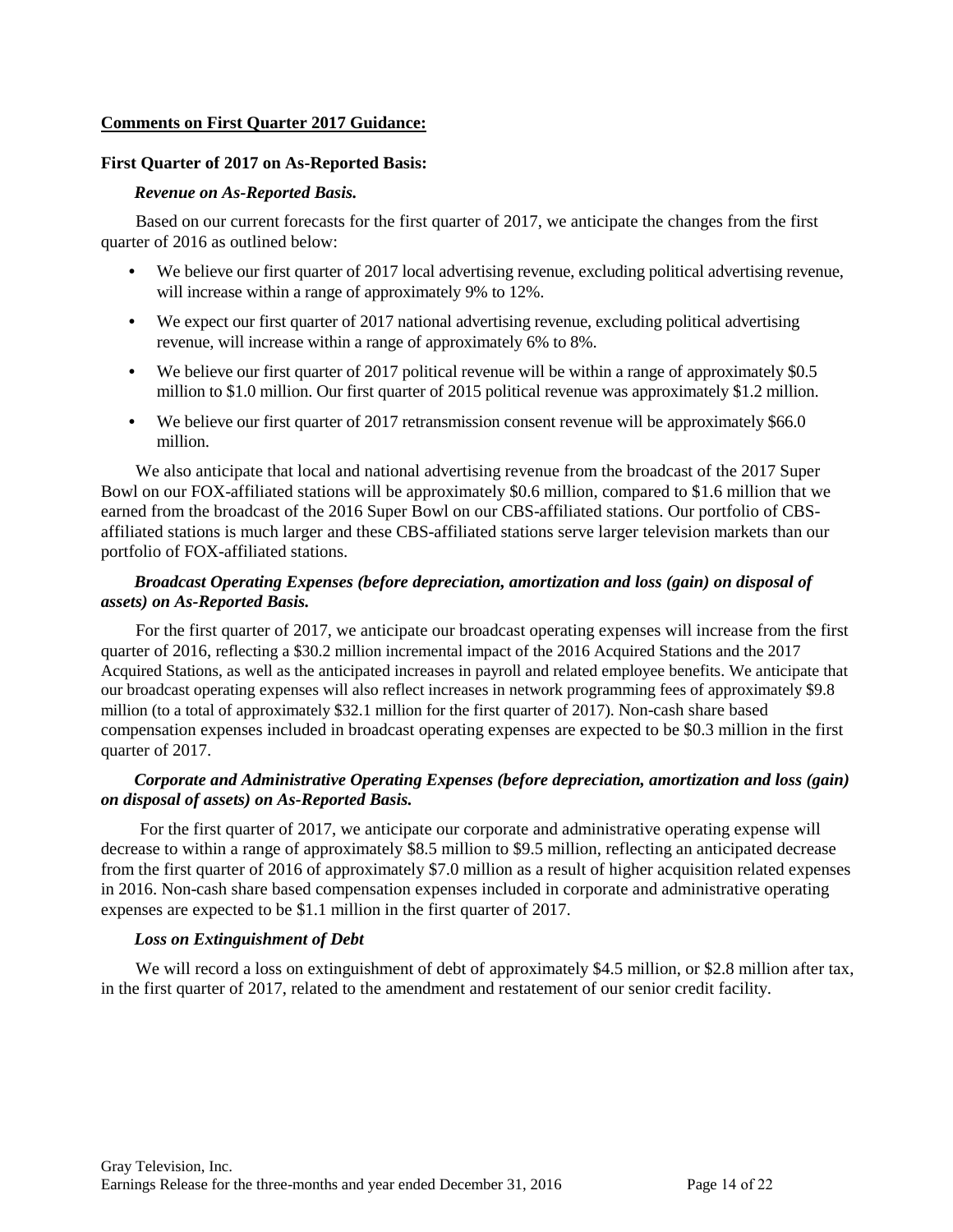**Comments on First Quarter 2017 Guidance:**

**First Quarter of 2017 on As-Reported Basis:**

***Revenue on As-Reported Basis.***

Based on our current forecasts for the first quarter of 2017, we anticipate the changes from the first quarter of 2016 as outlined below:

- We believe our first quarter of 2017 local advertising revenue, excluding political advertising revenue, will increase within a range of approximately 9% to 12%.
- We expect our first quarter of 2017 national advertising revenue, excluding political advertising revenue, will increase within a range of approximately 6% to 8%.
- We believe our first quarter of 2017 political revenue will be within a range of approximately $0.5 million to $1.0 million. Our first quarter of 2015 political revenue was approximately $1.2 million.
- We believe our first quarter of 2017 retransmission consent revenue will be approximately $66.0 million.

We also anticipate that local and national advertising revenue from the broadcast of the 2017 Super Bowl on our FOX-affiliated stations will be approximately $0.6 million, compared to $1.6 million that we earned from the broadcast of the 2016 Super Bowl on our CBS-affiliated stations. Our portfolio of CBS-affiliated stations is much larger and these CBS-affiliated stations serve larger television markets than our portfolio of FOX-affiliated stations.

***Broadcast Operating Expenses (before depreciation, amortization and loss (gain) on disposal of assets) on As-Reported Basis.***

For the first quarter of 2017, we anticipate our broadcast operating expenses will increase from the first quarter of 2016, reflecting a $30.2 million incremental impact of the 2016 Acquired Stations and the 2017 Acquired Stations, as well as the anticipated increases in payroll and related employee benefits. We anticipate that our broadcast operating expenses will also reflect increases in network programming fees of approximately $9.8 million (to a total of approximately $32.1 million for the first quarter of 2017). Non-cash share based compensation expenses included in broadcast operating expenses are expected to be $0.3 million in the first quarter of 2017.

***Corporate and Administrative Operating Expenses (before depreciation, amortization and loss (gain) on disposal of assets) on As-Reported Basis.***

For the first quarter of 2017, we anticipate our corporate and administrative operating expense will decrease to within a range of approximately $8.5 million to $9.5 million, reflecting an anticipated decrease from the first quarter of 2016 of approximately $7.0 million as a result of higher acquisition related expenses in 2016. Non-cash share based compensation expenses included in corporate and administrative operating expenses are expected to be $1.1 million in the first quarter of 2017.

***Loss on Extinguishment of Debt***

We will record a loss on extinguishment of debt of approximately $4.5 million, or $2.8 million after tax, in the first quarter of 2017, related to the amendment and restatement of our senior credit facility.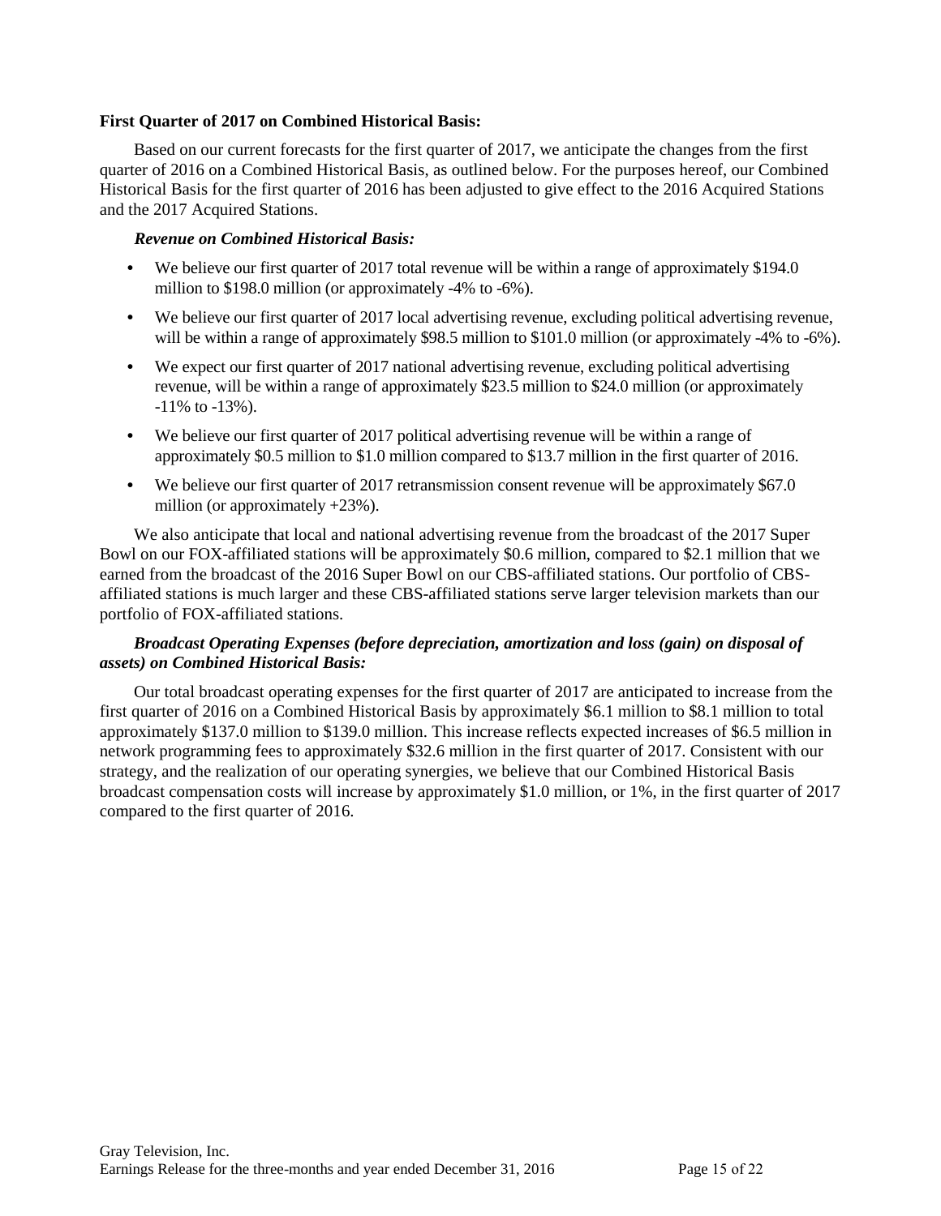**First Quarter of 2017 on Combined Historical Basis:**

Based on our current forecasts for the first quarter of 2017, we anticipate the changes from the first quarter of 2016 on a Combined Historical Basis, as outlined below. For the purposes hereof, our Combined Historical Basis for the first quarter of 2016 has been adjusted to give effect to the 2016 Acquired Stations and the 2017 Acquired Stations.

***Revenue on Combined Historical Basis:***

- We believe our first quarter of 2017 total revenue will be within a range of approximately $194.0 million to $198.0 million (or approximately -4% to -6%).
- We believe our first quarter of 2017 local advertising revenue, excluding political advertising revenue, will be within a range of approximately $98.5 million to $101.0 million (or approximately -4% to -6%).
- We expect our first quarter of 2017 national advertising revenue, excluding political advertising revenue, will be within a range of approximately $23.5 million to $24.0 million (or approximately -11% to -13%).
- We believe our first quarter of 2017 political advertising revenue will be within a range of approximately $0.5 million to $1.0 million compared to $13.7 million in the first quarter of 2016.
- We believe our first quarter of 2017 retransmission consent revenue will be approximately $67.0 million (or approximately +23%).

We also anticipate that local and national advertising revenue from the broadcast of the 2017 Super Bowl on our FOX-affiliated stations will be approximately $0.6 million, compared to $2.1 million that we earned from the broadcast of the 2016 Super Bowl on our CBS-affiliated stations. Our portfolio of CBS-affiliated stations is much larger and these CBS-affiliated stations serve larger television markets than our portfolio of FOX-affiliated stations.

***Broadcast Operating Expenses (before depreciation, amortization and loss (gain) on disposal of assets) on Combined Historical Basis:***

Our total broadcast operating expenses for the first quarter of 2017 are anticipated to increase from the first quarter of 2016 on a Combined Historical Basis by approximately $6.1 million to $8.1 million to total approximately $137.0 million to $139.0 million. This increase reflects expected increases of $6.5 million in network programming fees to approximately $32.6 million in the first quarter of 2017. Consistent with our strategy, and the realization of our operating synergies, we believe that our Combined Historical Basis broadcast compensation costs will increase by approximately $1.0 million, or 1%, in the first quarter of 2017 compared to the first quarter of 2016.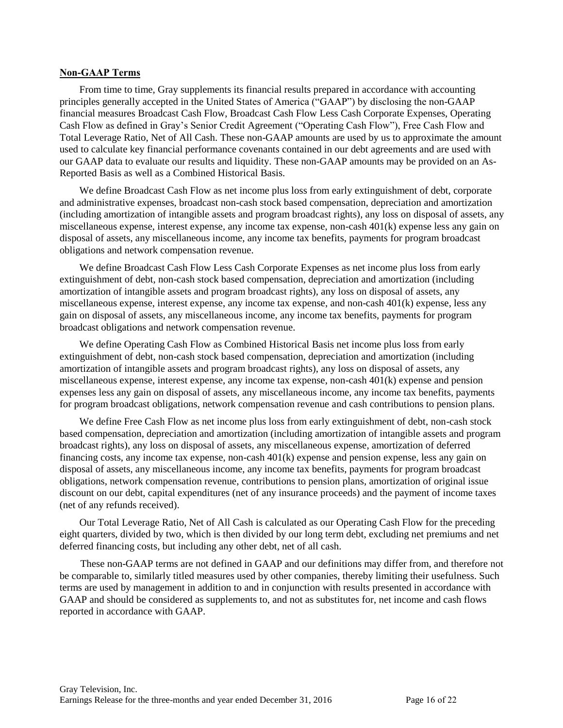## Non-GAAP Terms

From time to time, Gray supplements its financial results prepared in accordance with accounting principles generally accepted in the United States of America ("GAAP") by disclosing the non-GAAP financial measures Broadcast Cash Flow, Broadcast Cash Flow Less Cash Corporate Expenses, Operating Cash Flow as defined in Gray's Senior Credit Agreement ("Operating Cash Flow"), Free Cash Flow and Total Leverage Ratio, Net of All Cash. These non-GAAP amounts are used by us to approximate the amount used to calculate key financial performance covenants contained in our debt agreements and are used with our GAAP data to evaluate our results and liquidity. These non-GAAP amounts may be provided on an As-Reported Basis as well as a Combined Historical Basis.

We define Broadcast Cash Flow as net income plus loss from early extinguishment of debt, corporate and administrative expenses, broadcast non-cash stock based compensation, depreciation and amortization (including amortization of intangible assets and program broadcast rights), any loss on disposal of assets, any miscellaneous expense, interest expense, any income tax expense, non-cash 401(k) expense less any gain on disposal of assets, any miscellaneous income, any income tax benefits, payments for program broadcast obligations and network compensation revenue.

We define Broadcast Cash Flow Less Cash Corporate Expenses as net income plus loss from early extinguishment of debt, non-cash stock based compensation, depreciation and amortization (including amortization of intangible assets and program broadcast rights), any loss on disposal of assets, any miscellaneous expense, interest expense, any income tax expense, and non-cash 401(k) expense, less any gain on disposal of assets, any miscellaneous income, any income tax benefits, payments for program broadcast obligations and network compensation revenue.

We define Operating Cash Flow as Combined Historical Basis net income plus loss from early extinguishment of debt, non-cash stock based compensation, depreciation and amortization (including amortization of intangible assets and program broadcast rights), any loss on disposal of assets, any miscellaneous expense, interest expense, any income tax expense, non-cash 401(k) expense and pension expenses less any gain on disposal of assets, any miscellaneous income, any income tax benefits, payments for program broadcast obligations, network compensation revenue and cash contributions to pension plans.

We define Free Cash Flow as net income plus loss from early extinguishment of debt, non-cash stock based compensation, depreciation and amortization (including amortization of intangible assets and program broadcast rights), any loss on disposal of assets, any miscellaneous expense, amortization of deferred financing costs, any income tax expense, non-cash 401(k) expense and pension expense, less any gain on disposal of assets, any miscellaneous income, any income tax benefits, payments for program broadcast obligations, network compensation revenue, contributions to pension plans, amortization of original issue discount on our debt, capital expenditures (net of any insurance proceeds) and the payment of income taxes (net of any refunds received).

Our Total Leverage Ratio, Net of All Cash is calculated as our Operating Cash Flow for the preceding eight quarters, divided by two, which is then divided by our long term debt, excluding net premiums and net deferred financing costs, but including any other debt, net of all cash.

These non-GAAP terms are not defined in GAAP and our definitions may differ from, and therefore not be comparable to, similarly titled measures used by other companies, thereby limiting their usefulness. Such terms are used by management in addition to and in conjunction with results presented in accordance with GAAP and should be considered as supplements to, and not as substitutes for, net income and cash flows reported in accordance with GAAP.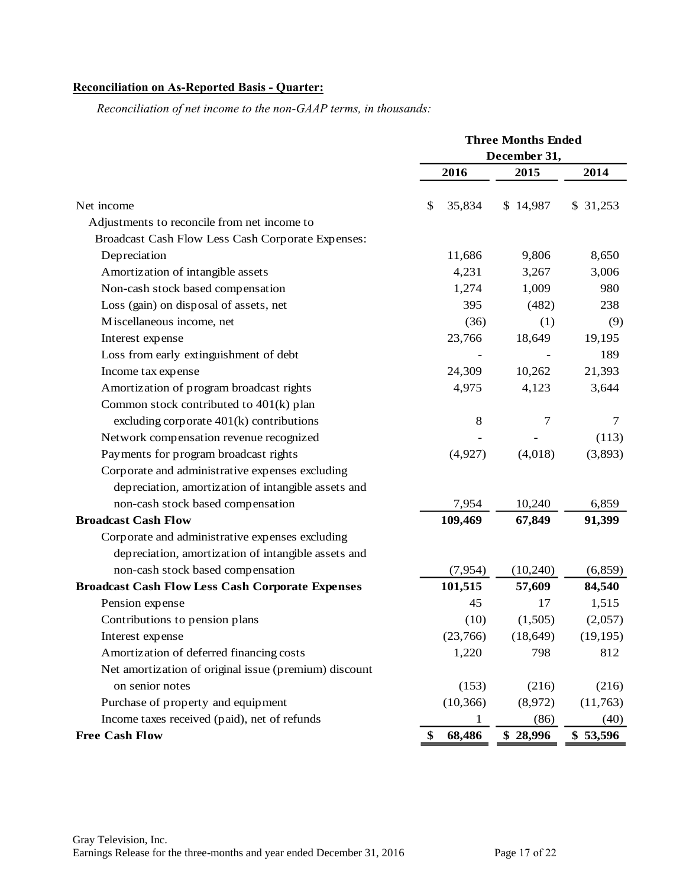**Reconciliation on As-Reported Basis - Quarter:**

*Reconciliation of net income to the non-GAAP terms, in thousands:*

| | Three Months Ended December 31, | | |
|---|---|---|---|
| | 2016 | 2015 | 2014 |
| Net income | $ 35,834 | $ 14,987 | $ 31,253 |
| Adjustments to reconcile from net income to Broadcast Cash Flow Less Cash Corporate Expenses: | | | |
| Depreciation | 11,686 | 9,806 | 8,650 |
| Amortization of intangible assets | 4,231 | 3,267 | 3,006 |
| Non-cash stock based compensation | 1,274 | 1,009 | 980 |
| Loss (gain) on disposal of assets, net | 395 | (482) | 238 |
| Miscellaneous income, net | (36) | (1) | (9) |
| Interest expense | 23,766 | 18,649 | 19,195 |
| Loss from early extinguishment of debt | - | - | 189 |
| Income tax expense | 24,309 | 10,262 | 21,393 |
| Amortization of program broadcast rights | 4,975 | 4,123 | 3,644 |
| Common stock contributed to 401(k) plan excluding corporate 401(k) contributions | 8 | 7 | 7 |
| Network compensation revenue recognized | - | - | (113) |
| Payments for program broadcast rights | (4,927) | (4,018) | (3,893) |
| Corporate and administrative expenses excluding depreciation, amortization of intangible assets and non-cash stock based compensation | 7,954 | 10,240 | 6,859 |
| **Broadcast Cash Flow** | **109,469** | **67,849** | **91,399** |
| Corporate and administrative expenses excluding depreciation, amortization of intangible assets and non-cash stock based compensation | (7,954) | (10,240) | (6,859) |
| **Broadcast Cash Flow Less Cash Corporate Expenses** | **101,515** | **57,609** | **84,540** |
| Pension expense | 45 | 17 | 1,515 |
| Contributions to pension plans | (10) | (1,505) | (2,057) |
| Interest expense | (23,766) | (18,649) | (19,195) |
| Amortization of deferred financing costs | 1,220 | 798 | 812 |
| Net amortization of original issue (premium) discount on senior notes | (153) | (216) | (216) |
| Purchase of property and equipment | (10,366) | (8,972) | (11,763) |
| Income taxes received (paid), net of refunds | 1 | (86) | (40) |
| **Free Cash Flow** | **$ 68,486** | **$ 28,996** | **$ 53,596** |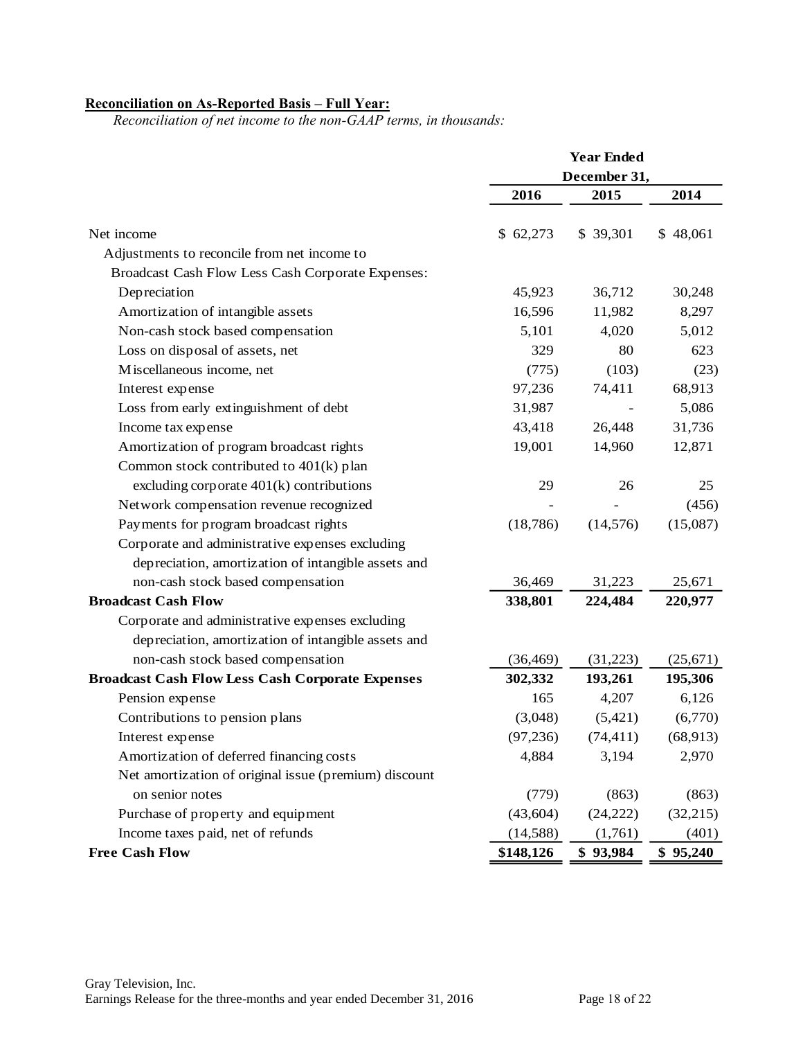**Reconciliation on As-Reported Basis – Full Year:**

*Reconciliation of net income to the non-GAAP terms, in thousands:*

| | Year Ended December 31, | | |
|---|---|---|---|
| | 2016 | 2015 | 2014 |
| Net income | $ 62,273 | $ 39,301 | $ 48,061 |
| Adjustments to reconcile from net income to | | | |
| Broadcast Cash Flow Less Cash Corporate Expenses: | | | |
| Depreciation | 45,923 | 36,712 | 30,248 |
| Amortization of intangible assets | 16,596 | 11,982 | 8,297 |
| Non-cash stock based compensation | 5,101 | 4,020 | 5,012 |
| Loss on disposal of assets, net | 329 | 80 | 623 |
| Miscellaneous income, net | (775) | (103) | (23) |
| Interest expense | 97,236 | 74,411 | 68,913 |
| Loss from early extinguishment of debt | 31,987 | - | 5,086 |
| Income tax expense | 43,418 | 26,448 | 31,736 |
| Amortization of program broadcast rights | 19,001 | 14,960 | 12,871 |
| Common stock contributed to 401(k) plan excluding corporate 401(k) contributions | 29 | 26 | 25 |
| Network compensation revenue recognized | - | - | (456) |
| Payments for program broadcast rights | (18,786) | (14,576) | (15,087) |
| Corporate and administrative expenses excluding depreciation, amortization of intangible assets and non-cash stock based compensation | 36,469 | 31,223 | 25,671 |
| **Broadcast Cash Flow** | **338,801** | **224,484** | **220,977** |
| Corporate and administrative expenses excluding depreciation, amortization of intangible assets and non-cash stock based compensation | (36,469) | (31,223) | (25,671) |
| **Broadcast Cash Flow Less Cash Corporate Expenses** | **302,332** | **193,261** | **195,306** |
| Pension expense | 165 | 4,207 | 6,126 |
| Contributions to pension plans | (3,048) | (5,421) | (6,770) |
| Interest expense | (97,236) | (74,411) | (68,913) |
| Amortization of deferred financing costs | 4,884 | 3,194 | 2,970 |
| Net amortization of original issue (premium) discount on senior notes | (779) | (863) | (863) |
| Purchase of property and equipment | (43,604) | (24,222) | (32,215) |
| Income taxes paid, net of refunds | (14,588) | (1,761) | (401) |
| **Free Cash Flow** | **$148,126** | **$ 93,984** | **$ 95,240** |

Gray Television, Inc.
Earnings Release for the three-months and year ended December 31, 2016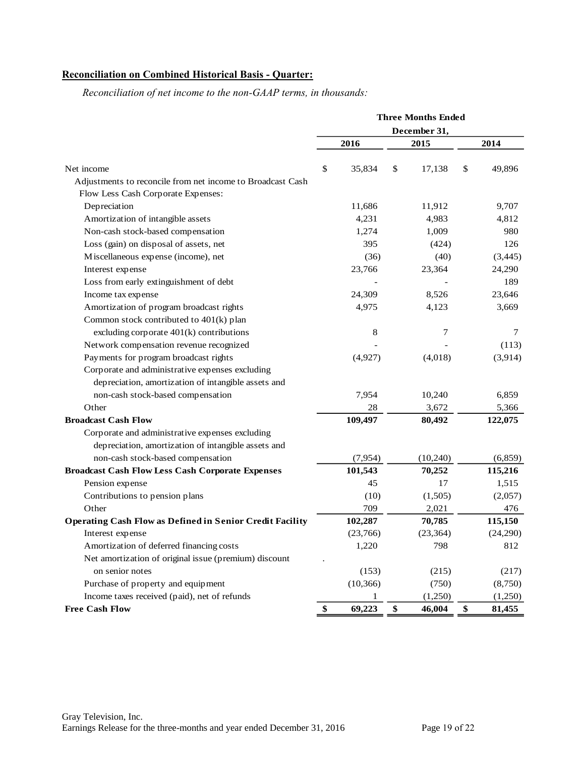**Reconciliation on Combined Historical Basis - Quarter:**

*Reconciliation of net income to the non-GAAP terms, in thousands:*

| | Three Months Ended December 31, | | |
|---|---|---|---|
| | 2016 | 2015 | 2014 |
| Net income | $ 35,834 | $ 17,138 | $ 49,896 |
| Adjustments to reconcile from net income to Broadcast Cash Flow Less Cash Corporate Expenses: | | | |
| Depreciation | 11,686 | 11,912 | 9,707 |
| Amortization of intangible assets | 4,231 | 4,983 | 4,812 |
| Non-cash stock-based compensation | 1,274 | 1,009 | 980 |
| Loss (gain) on disposal of assets, net | 395 | (424) | 126 |
| Miscellaneous expense (income), net | (36) | (40) | (3,445) |
| Interest expense | 23,766 | 23,364 | 24,290 |
| Loss from early extinguishment of debt | - | - | 189 |
| Income tax expense | 24,309 | 8,526 | 23,646 |
| Amortization of program broadcast rights | 4,975 | 4,123 | 3,669 |
| Common stock contributed to 401(k) plan excluding corporate 401(k) contributions | 8 | 7 | 7 |
| Network compensation revenue recognized | - | - | (113) |
| Payments for program broadcast rights | (4,927) | (4,018) | (3,914) |
| Corporate and administrative expenses excluding depreciation, amortization of intangible assets and non-cash stock-based compensation | 7,954 | 10,240 | 6,859 |
| Other | 28 | 3,672 | 5,366 |
| **Broadcast Cash Flow** | **109,497** | **80,492** | **122,075** |
| Corporate and administrative expenses excluding depreciation, amortization of intangible assets and non-cash stock-based compensation | (7,954) | (10,240) | (6,859) |
| **Broadcast Cash Flow Less Cash Corporate Expenses** | **101,543** | **70,252** | **115,216** |
| Pension expense | 45 | 17 | 1,515 |
| Contributions to pension plans | (10) | (1,505) | (2,057) |
| Other | 709 | 2,021 | 476 |
| **Operating Cash Flow as Defined in Senior Credit Facility** | **102,287** | **70,785** | **115,150** |
| Interest expense | (23,766) | (23,364) | (24,290) |
| Amortization of deferred financing costs | 1,220 | 798 | 812 |
| Net amortization of original issue (premium) discount on senior notes | (153) | (215) | (217) |
| Purchase of property and equipment | (10,366) | (750) | (8,750) |
| Income taxes received (paid), net of refunds | 1 | (1,250) | (1,250) |
| **Free Cash Flow** | **$ 69,223** | **$ 46,004** | **$ 81,455** |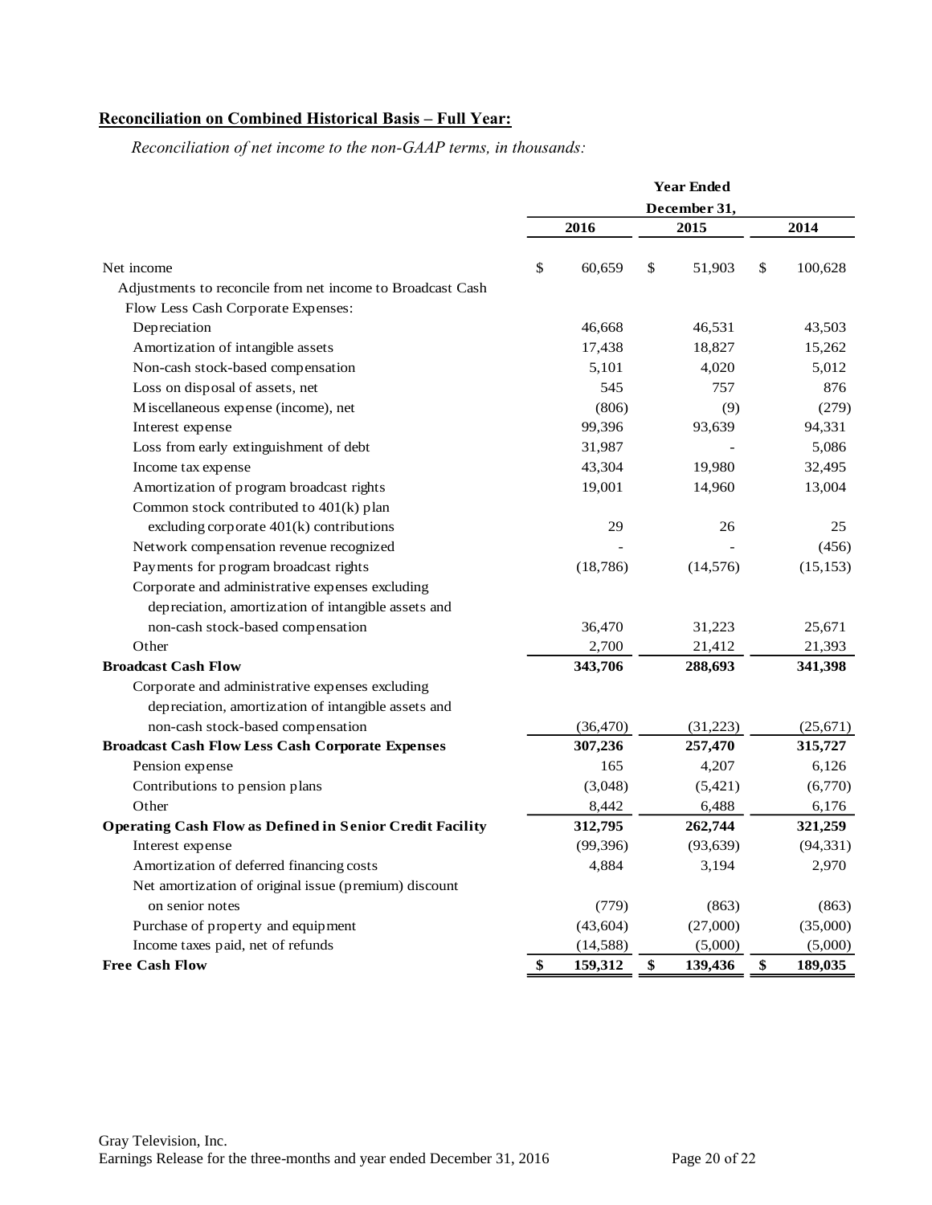**Reconciliation on Combined Historical Basis – Full Year:**

*Reconciliation of net income to the non-GAAP terms, in thousands:*

| | Year Ended December 31, | | |
|---|---|---|---|
| | 2016 | 2015 | 2014 |
| Net income | $ 60,659 | $ 51,903 | $ 100,628 |
| Adjustments to reconcile from net income to Broadcast Cash Flow Less Cash Corporate Expenses: | | | |
| Depreciation | 46,668 | 46,531 | 43,503 |
| Amortization of intangible assets | 17,438 | 18,827 | 15,262 |
| Non-cash stock-based compensation | 5,101 | 4,020 | 5,012 |
| Loss on disposal of assets, net | 545 | 757 | 876 |
| Miscellaneous expense (income), net | (806) | (9) | (279) |
| Interest expense | 99,396 | 93,639 | 94,331 |
| Loss from early extinguishment of debt | 31,987 | - | 5,086 |
| Income tax expense | 43,304 | 19,980 | 32,495 |
| Amortization of program broadcast rights | 19,001 | 14,960 | 13,004 |
| Common stock contributed to 401(k) plan excluding corporate 401(k) contributions | 29 | 26 | 25 |
| Network compensation revenue recognized | - | - | (456) |
| Payments for program broadcast rights | (18,786) | (14,576) | (15,153) |
| Corporate and administrative expenses excluding depreciation, amortization of intangible assets and non-cash stock-based compensation | 36,470 | 31,223 | 25,671 |
| Other | 2,700 | 21,412 | 21,393 |
| **Broadcast Cash Flow** | **343,706** | **288,693** | **341,398** |
| Corporate and administrative expenses excluding depreciation, amortization of intangible assets and non-cash stock-based compensation | (36,470) | (31,223) | (25,671) |
| **Broadcast Cash Flow Less Cash Corporate Expenses** | **307,236** | **257,470** | **315,727** |
| Pension expense | 165 | 4,207 | 6,126 |
| Contributions to pension plans | (3,048) | (5,421) | (6,770) |
| Other | 8,442 | 6,488 | 6,176 |
| **Operating Cash Flow as Defined in Senior Credit Facility** | **312,795** | **262,744** | **321,259** |
| Interest expense | (99,396) | (93,639) | (94,331) |
| Amortization of deferred financing costs | 4,884 | 3,194 | 2,970 |
| Net amortization of original issue (premium) discount on senior notes | (779) | (863) | (863) |
| Purchase of property and equipment | (43,604) | (27,000) | (35,000) |
| Income taxes paid, net of refunds | (14,588) | (5,000) | (5,000) |
| **Free Cash Flow** | **$ 159,312** | **$ 139,436** | **$ 189,035** |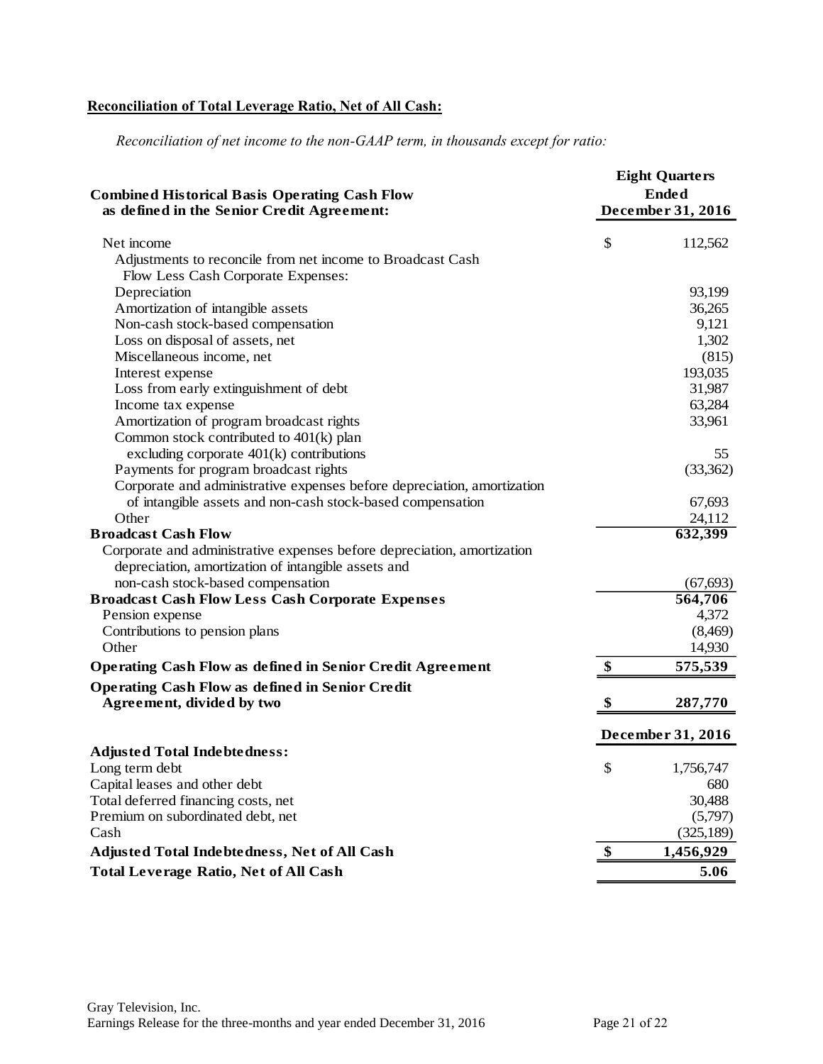**Reconciliation of Total Leverage Ratio, Net of All Cash:**

*Reconciliation of net income to the non-GAAP term, in thousands except for ratio:*

| **Combined Historical Basis Operating Cash Flow as defined in the Senior Credit Agreement:** | **Eight Quarters Ended December 31, 2016** |
|---|---|
| Net income | $ 112,562 |
| Adjustments to reconcile from net income to Broadcast Cash Flow Less Cash Corporate Expenses: | |
| Depreciation | 93,199 |
| Amortization of intangible assets | 36,265 |
| Non-cash stock-based compensation | 9,121 |
| Loss on disposal of assets, net | 1,302 |
| Miscellaneous income, net | (815) |
| Interest expense | 193,035 |
| Loss from early extinguishment of debt | 31,987 |
| Income tax expense | 63,284 |
| Amortization of program broadcast rights | 33,961 |
| Common stock contributed to 401(k) plan excluding corporate 401(k) contributions | 55 |
| Payments for program broadcast rights | (33,362) |
| Corporate and administrative expenses before depreciation, amortization of intangible assets and non-cash stock-based compensation | 67,693 |
| Other | 24,112 |
| **Broadcast Cash Flow** | **632,399** |
| Corporate and administrative expenses before depreciation, amortization depreciation, amortization of intangible assets and non-cash stock-based compensation | (67,693) |
| **Broadcast Cash Flow Less Cash Corporate Expenses** | **564,706** |
| Pension expense | 4,372 |
| Contributions to pension plans | (8,469) |
| Other | 14,930 |
| **Operating Cash Flow as defined in Senior Credit Agreement** | **$ 575,539** |
| **Operating Cash Flow as defined in Senior Credit Agreement, divided by two** | **$ 287,770** |
| | **December 31, 2016** |
| **Adjusted Total Indebtedness:** | |
| Long term debt | $ 1,756,747 |
| Capital leases and other debt | 680 |
| Total deferred financing costs, net | 30,488 |
| Premium on subordinated debt, net | (5,797) |
| Cash | (325,189) |
| **Adjusted Total Indebtedness, Net of All Cash** | **$ 1,456,929** |
| **Total Leverage Ratio, Net of All Cash** | **5.06** |

Gray Television, Inc.
Earnings Release for the three-months and year ended December 31, 2016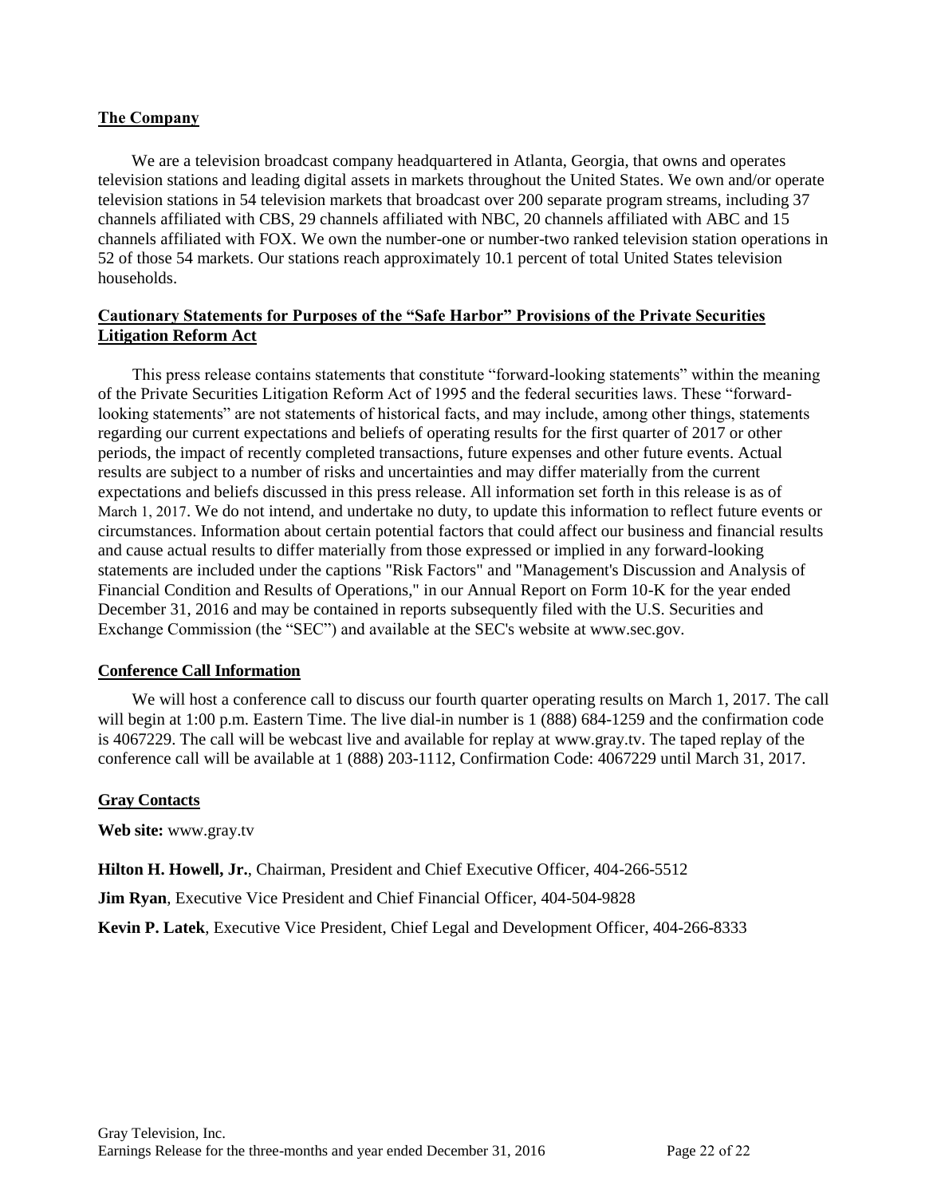## The Company

We are a television broadcast company headquartered in Atlanta, Georgia, that owns and operates television stations and leading digital assets in markets throughout the United States. We own and/or operate television stations in 54 television markets that broadcast over 200 separate program streams, including 37 channels affiliated with CBS, 29 channels affiliated with NBC, 20 channels affiliated with ABC and 15 channels affiliated with FOX. We own the number-one or number-two ranked television station operations in 52 of those 54 markets. Our stations reach approximately 10.1 percent of total United States television households.

## Cautionary Statements for Purposes of the "Safe Harbor" Provisions of the Private Securities Litigation Reform Act

This press release contains statements that constitute "forward-looking statements" within the meaning of the Private Securities Litigation Reform Act of 1995 and the federal securities laws. These "forward-looking statements" are not statements of historical facts, and may include, among other things, statements regarding our current expectations and beliefs of operating results for the first quarter of 2017 or other periods, the impact of recently completed transactions, future expenses and other future events. Actual results are subject to a number of risks and uncertainties and may differ materially from the current expectations and beliefs discussed in this press release. All information set forth in this release is as of March 1, 2017. We do not intend, and undertake no duty, to update this information to reflect future events or circumstances. Information about certain potential factors that could affect our business and financial results and cause actual results to differ materially from those expressed or implied in any forward-looking statements are included under the captions "Risk Factors" and "Management's Discussion and Analysis of Financial Condition and Results of Operations," in our Annual Report on Form 10-K for the year ended December 31, 2016 and may be contained in reports subsequently filed with the U.S. Securities and Exchange Commission (the "SEC") and available at the SEC's website at www.sec.gov.

## Conference Call Information

We will host a conference call to discuss our fourth quarter operating results on March 1, 2017. The call will begin at 1:00 p.m. Eastern Time. The live dial-in number is 1 (888) 684-1259 and the confirmation code is 4067229. The call will be webcast live and available for replay at www.gray.tv. The taped replay of the conference call will be available at 1 (888) 203-1112, Confirmation Code: 4067229 until March 31, 2017.

## Gray Contacts

**Web site:** www.gray.tv

**Hilton H. Howell, Jr.**, Chairman, President and Chief Executive Officer, 404-266-5512

**Jim Ryan**, Executive Vice President and Chief Financial Officer, 404-504-9828

**Kevin P. Latek**, Executive Vice President, Chief Legal and Development Officer, 404-266-8333